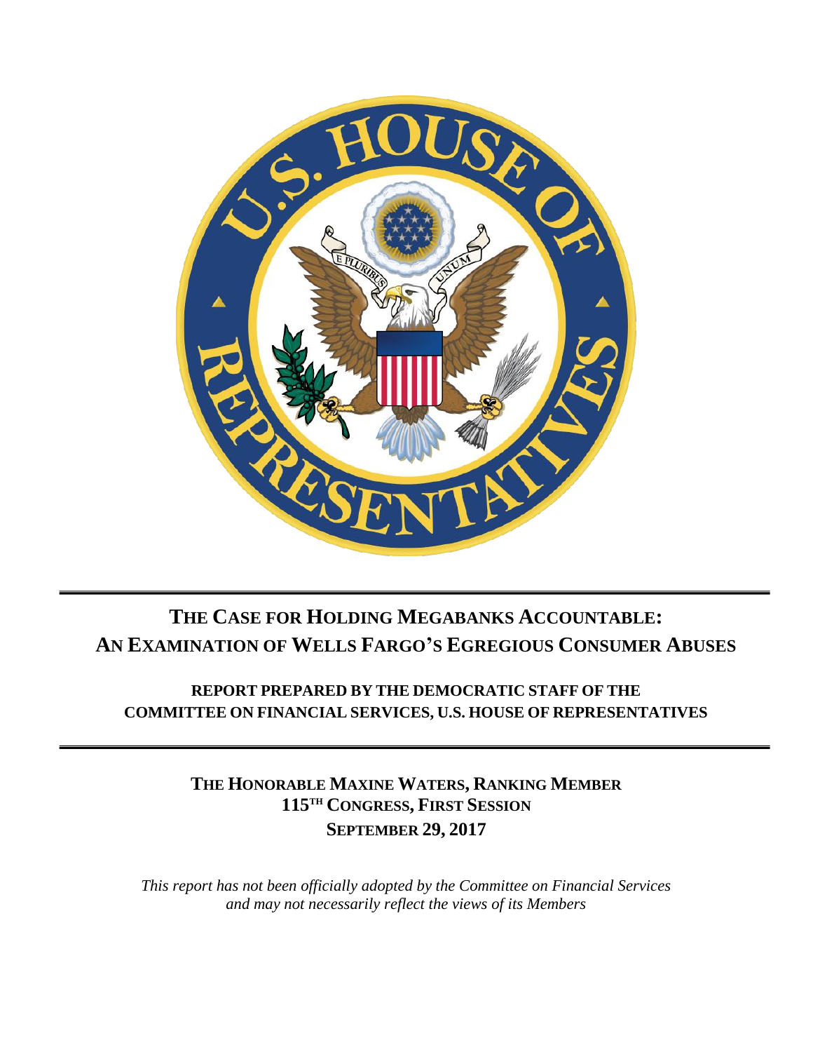# THE CASE FOR HOLDING MEGABANKS ACCOUNTABLE: AN EXAMINATION OF WELLS FARGO'S EGREGIOUS CONSUMER ABUSES

**REPORT PREPARED BY THE DEMOCRATIC STAFF OF THE COMMITTEE ON FINANCIAL SERVICES, U.S. HOUSE OF REPRESENTATIVES**

**THE HONORABLE MAXINE WATERS, RANKING MEMBER**
**115TH CONGRESS, FIRST SESSION**
**SEPTEMBER 29, 2017**

*This report has not been officially adopted by the Committee on Financial Services and may not necessarily reflect the views of its Members*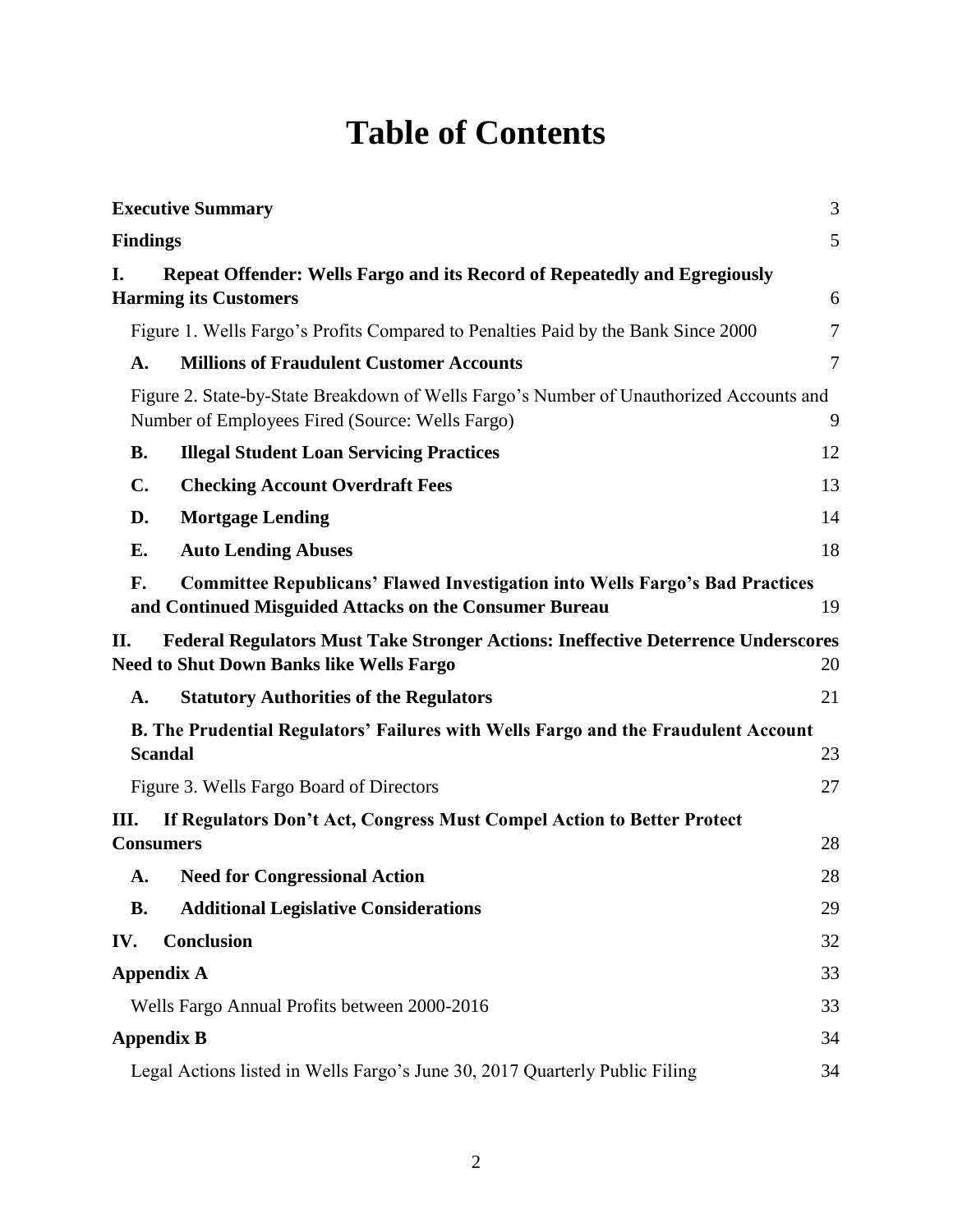# Table of Contents

| | |
|---|---|
| **Executive Summary** | 3 |
| **Findings** | 5 |
| **I. Repeat Offender: Wells Fargo and its Record of Repeatedly and Egregiously Harming its Customers** | 6 |
| Figure 1. Wells Fargo's Profits Compared to Penalties Paid by the Bank Since 2000 | 7 |
| **A. Millions of Fraudulent Customer Accounts** | 7 |
| Figure 2. State-by-State Breakdown of Wells Fargo's Number of Unauthorized Accounts and Number of Employees Fired (Source: Wells Fargo) | 9 |
| **B. Illegal Student Loan Servicing Practices** | 12 |
| **C. Checking Account Overdraft Fees** | 13 |
| **D. Mortgage Lending** | 14 |
| **E. Auto Lending Abuses** | 18 |
| **F. Committee Republicans' Flawed Investigation into Wells Fargo's Bad Practices and Continued Misguided Attacks on the Consumer Bureau** | 19 |
| **II. Federal Regulators Must Take Stronger Actions: Ineffective Deterrence Underscores Need to Shut Down Banks like Wells Fargo** | 20 |
| **A. Statutory Authorities of the Regulators** | 21 |
| **B. The Prudential Regulators' Failures with Wells Fargo and the Fraudulent Account Scandal** | 23 |
| Figure 3. Wells Fargo Board of Directors | 27 |
| **III. If Regulators Don't Act, Congress Must Compel Action to Better Protect Consumers** | 28 |
| **A. Need for Congressional Action** | 28 |
| **B. Additional Legislative Considerations** | 29 |
| **IV. Conclusion** | 32 |
| **Appendix A** | 33 |
| Wells Fargo Annual Profits between 2000-2016 | 33 |
| **Appendix B** | 34 |
| Legal Actions listed in Wells Fargo's June 30, 2017 Quarterly Public Filing | 34 |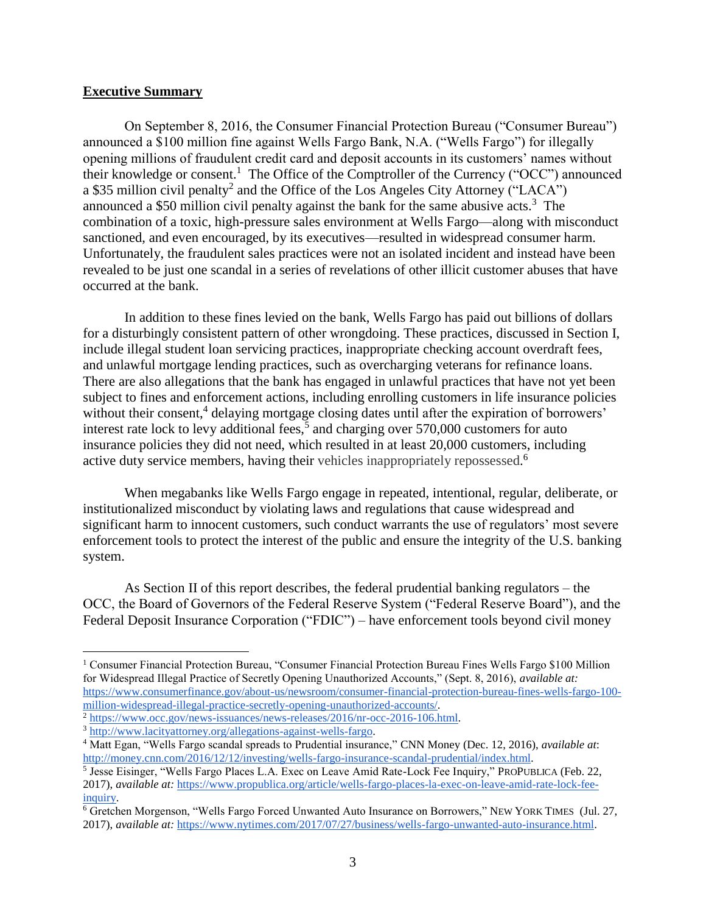## **Executive Summary**

On September 8, 2016, the Consumer Financial Protection Bureau ("Consumer Bureau") announced a $100 million fine against Wells Fargo Bank, N.A. ("Wells Fargo") for illegally opening millions of fraudulent credit card and deposit accounts in its customers' names without their knowledge or consent.[1] The Office of the Comptroller of the Currency ("OCC") announced a $35 million civil penalty[2] and the Office of the Los Angeles City Attorney ("LACA") announced a $50 million civil penalty against the bank for the same abusive acts.[3] The combination of a toxic, high-pressure sales environment at Wells Fargo—along with misconduct sanctioned, and even encouraged, by its executives—resulted in widespread consumer harm. Unfortunately, the fraudulent sales practices were not an isolated incident and instead have been revealed to be just one scandal in a series of revelations of other illicit customer abuses that have occurred at the bank.

In addition to these fines levied on the bank, Wells Fargo has paid out billions of dollars for a disturbingly consistent pattern of other wrongdoing. These practices, discussed in Section I, include illegal student loan servicing practices, inappropriate checking account overdraft fees, and unlawful mortgage lending practices, such as overcharging veterans for refinance loans. There are also allegations that the bank has engaged in unlawful practices that have not yet been subject to fines and enforcement actions, including enrolling customers in life insurance policies without their consent,[4] delaying mortgage closing dates until after the expiration of borrowers' interest rate lock to levy additional fees,[5] and charging over 570,000 customers for auto insurance policies they did not need, which resulted in at least 20,000 customers, including active duty service members, having their vehicles inappropriately repossessed.[6]

When megabanks like Wells Fargo engage in repeated, intentional, regular, deliberate, or institutionalized misconduct by violating laws and regulations that cause widespread and significant harm to innocent customers, such conduct warrants the use of regulators' most severe enforcement tools to protect the interest of the public and ensure the integrity of the U.S. banking system.

As Section II of this report describes, the federal prudential banking regulators – the OCC, the Board of Governors of the Federal Reserve System ("Federal Reserve Board"), and the Federal Deposit Insurance Corporation ("FDIC") – have enforcement tools beyond civil money

---

[1] Consumer Financial Protection Bureau, "Consumer Financial Protection Bureau Fines Wells Fargo $100 Million for Widespread Illegal Practice of Secretly Opening Unauthorized Accounts," (Sept. 8, 2016), *available at:* https://www.consumerfinance.gov/about-us/newsroom/consumer-financial-protection-bureau-fines-wells-fargo-100-million-widespread-illegal-practice-secretly-opening-unauthorized-accounts/.

[2] https://www.occ.gov/news-issuances/news-releases/2016/nr-occ-2016-106.html.

[3] http://www.lacityattorney.org/allegations-against-wells-fargo.

[4] Matt Egan, "Wells Fargo scandal spreads to Prudential insurance," CNN Money (Dec. 12, 2016), *available at*: http://money.cnn.com/2016/12/12/investing/wells-fargo-insurance-scandal-prudential/index.html.

[5] Jesse Eisinger, "Wells Fargo Places L.A. Exec on Leave Amid Rate-Lock Fee Inquiry," PROPUBLICA (Feb. 22, 2017), *available at:* https://www.propublica.org/article/wells-fargo-places-la-exec-on-leave-amid-rate-lock-fee-inquiry.

[6] Gretchen Morgenson, "Wells Fargo Forced Unwanted Auto Insurance on Borrowers," NEW YORK TIMES (Jul. 27, 2017), *available at:* https://www.nytimes.com/2017/07/27/business/wells-fargo-unwanted-auto-insurance.html.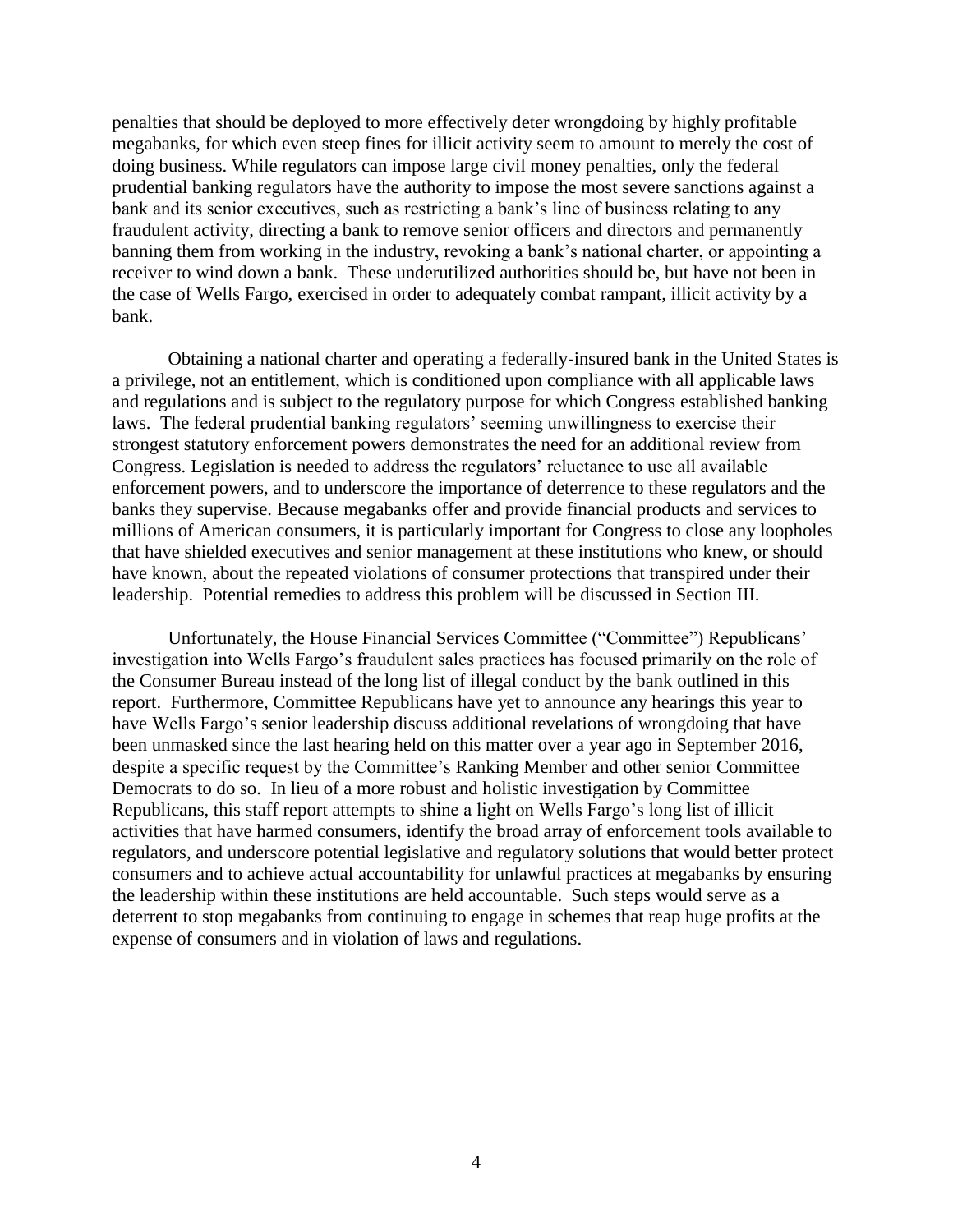penalties that should be deployed to more effectively deter wrongdoing by highly profitable megabanks, for which even steep fines for illicit activity seem to amount to merely the cost of doing business. While regulators can impose large civil money penalties, only the federal prudential banking regulators have the authority to impose the most severe sanctions against a bank and its senior executives, such as restricting a bank's line of business relating to any fraudulent activity, directing a bank to remove senior officers and directors and permanently banning them from working in the industry, revoking a bank's national charter, or appointing a receiver to wind down a bank. These underutilized authorities should be, but have not been in the case of Wells Fargo, exercised in order to adequately combat rampant, illicit activity by a bank.

Obtaining a national charter and operating a federally-insured bank in the United States is a privilege, not an entitlement, which is conditioned upon compliance with all applicable laws and regulations and is subject to the regulatory purpose for which Congress established banking laws. The federal prudential banking regulators' seeming unwillingness to exercise their strongest statutory enforcement powers demonstrates the need for an additional review from Congress. Legislation is needed to address the regulators' reluctance to use all available enforcement powers, and to underscore the importance of deterrence to these regulators and the banks they supervise. Because megabanks offer and provide financial products and services to millions of American consumers, it is particularly important for Congress to close any loopholes that have shielded executives and senior management at these institutions who knew, or should have known, about the repeated violations of consumer protections that transpired under their leadership. Potential remedies to address this problem will be discussed in Section III.

Unfortunately, the House Financial Services Committee ("Committee") Republicans' investigation into Wells Fargo's fraudulent sales practices has focused primarily on the role of the Consumer Bureau instead of the long list of illegal conduct by the bank outlined in this report. Furthermore, Committee Republicans have yet to announce any hearings this year to have Wells Fargo's senior leadership discuss additional revelations of wrongdoing that have been unmasked since the last hearing held on this matter over a year ago in September 2016, despite a specific request by the Committee's Ranking Member and other senior Committee Democrats to do so. In lieu of a more robust and holistic investigation by Committee Republicans, this staff report attempts to shine a light on Wells Fargo's long list of illicit activities that have harmed consumers, identify the broad array of enforcement tools available to regulators, and underscore potential legislative and regulatory solutions that would better protect consumers and to achieve actual accountability for unlawful practices at megabanks by ensuring the leadership within these institutions are held accountable. Such steps would serve as a deterrent to stop megabanks from continuing to engage in schemes that reap huge profits at the expense of consumers and in violation of laws and regulations.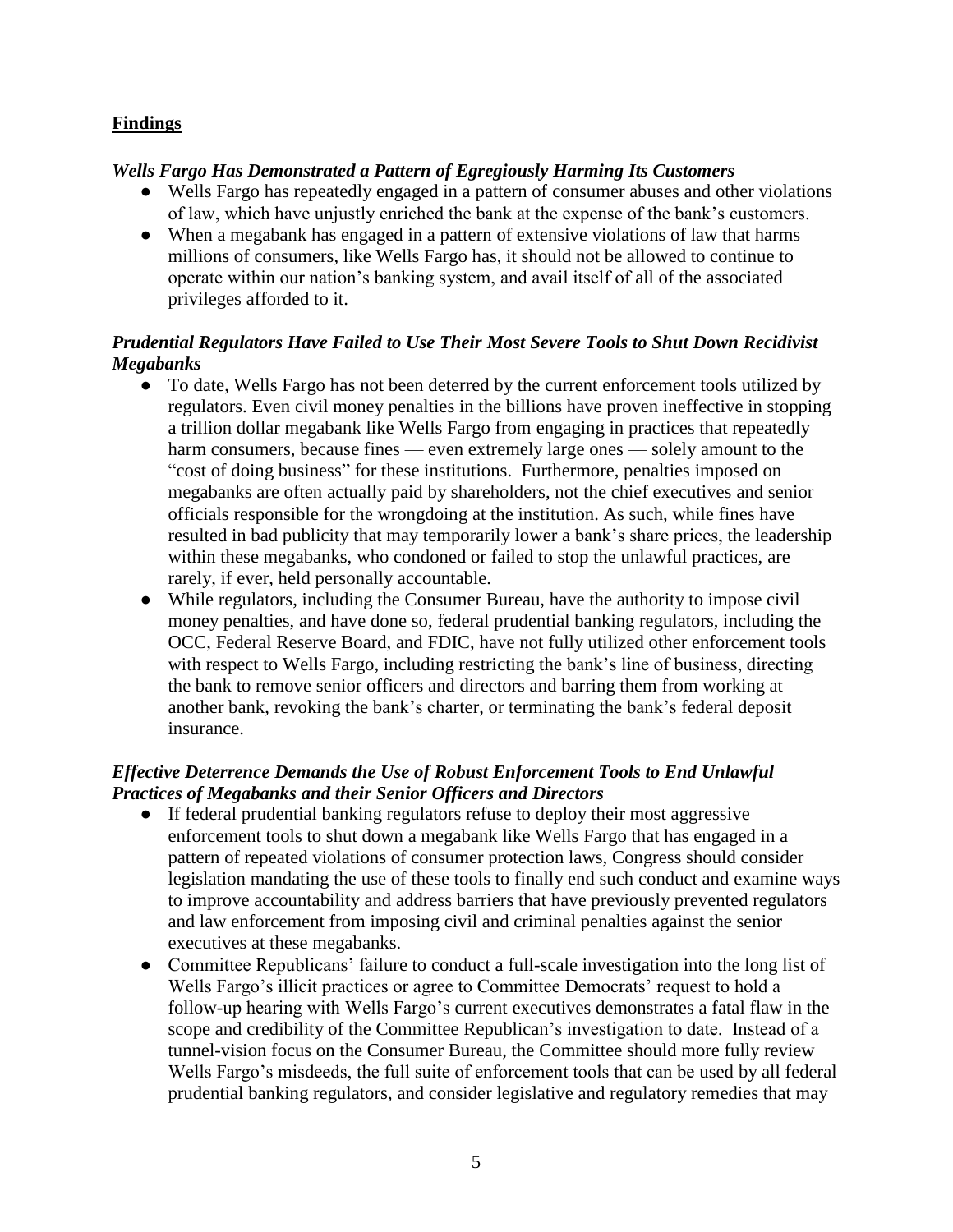## **Findings**

***Wells Fargo Has Demonstrated a Pattern of Egregiously Harming Its Customers***

- Wells Fargo has repeatedly engaged in a pattern of consumer abuses and other violations of law, which have unjustly enriched the bank at the expense of the bank's customers.
- When a megabank has engaged in a pattern of extensive violations of law that harms millions of consumers, like Wells Fargo has, it should not be allowed to continue to operate within our nation's banking system, and avail itself of all of the associated privileges afforded to it.

***Prudential Regulators Have Failed to Use Their Most Severe Tools to Shut Down Recidivist Megabanks***

- To date, Wells Fargo has not been deterred by the current enforcement tools utilized by regulators. Even civil money penalties in the billions have proven ineffective in stopping a trillion dollar megabank like Wells Fargo from engaging in practices that repeatedly harm consumers, because fines — even extremely large ones — solely amount to the "cost of doing business" for these institutions. Furthermore, penalties imposed on megabanks are often actually paid by shareholders, not the chief executives and senior officials responsible for the wrongdoing at the institution. As such, while fines have resulted in bad publicity that may temporarily lower a bank's share prices, the leadership within these megabanks, who condoned or failed to stop the unlawful practices, are rarely, if ever, held personally accountable.
- While regulators, including the Consumer Bureau, have the authority to impose civil money penalties, and have done so, federal prudential banking regulators, including the OCC, Federal Reserve Board, and FDIC, have not fully utilized other enforcement tools with respect to Wells Fargo, including restricting the bank's line of business, directing the bank to remove senior officers and directors and barring them from working at another bank, revoking the bank's charter, or terminating the bank's federal deposit insurance.

***Effective Deterrence Demands the Use of Robust Enforcement Tools to End Unlawful Practices of Megabanks and their Senior Officers and Directors***

- If federal prudential banking regulators refuse to deploy their most aggressive enforcement tools to shut down a megabank like Wells Fargo that has engaged in a pattern of repeated violations of consumer protection laws, Congress should consider legislation mandating the use of these tools to finally end such conduct and examine ways to improve accountability and address barriers that have previously prevented regulators and law enforcement from imposing civil and criminal penalties against the senior executives at these megabanks.
- Committee Republicans' failure to conduct a full-scale investigation into the long list of Wells Fargo's illicit practices or agree to Committee Democrats' request to hold a follow-up hearing with Wells Fargo's current executives demonstrates a fatal flaw in the scope and credibility of the Committee Republican's investigation to date. Instead of a tunnel-vision focus on the Consumer Bureau, the Committee should more fully review Wells Fargo's misdeeds, the full suite of enforcement tools that can be used by all federal prudential banking regulators, and consider legislative and regulatory remedies that may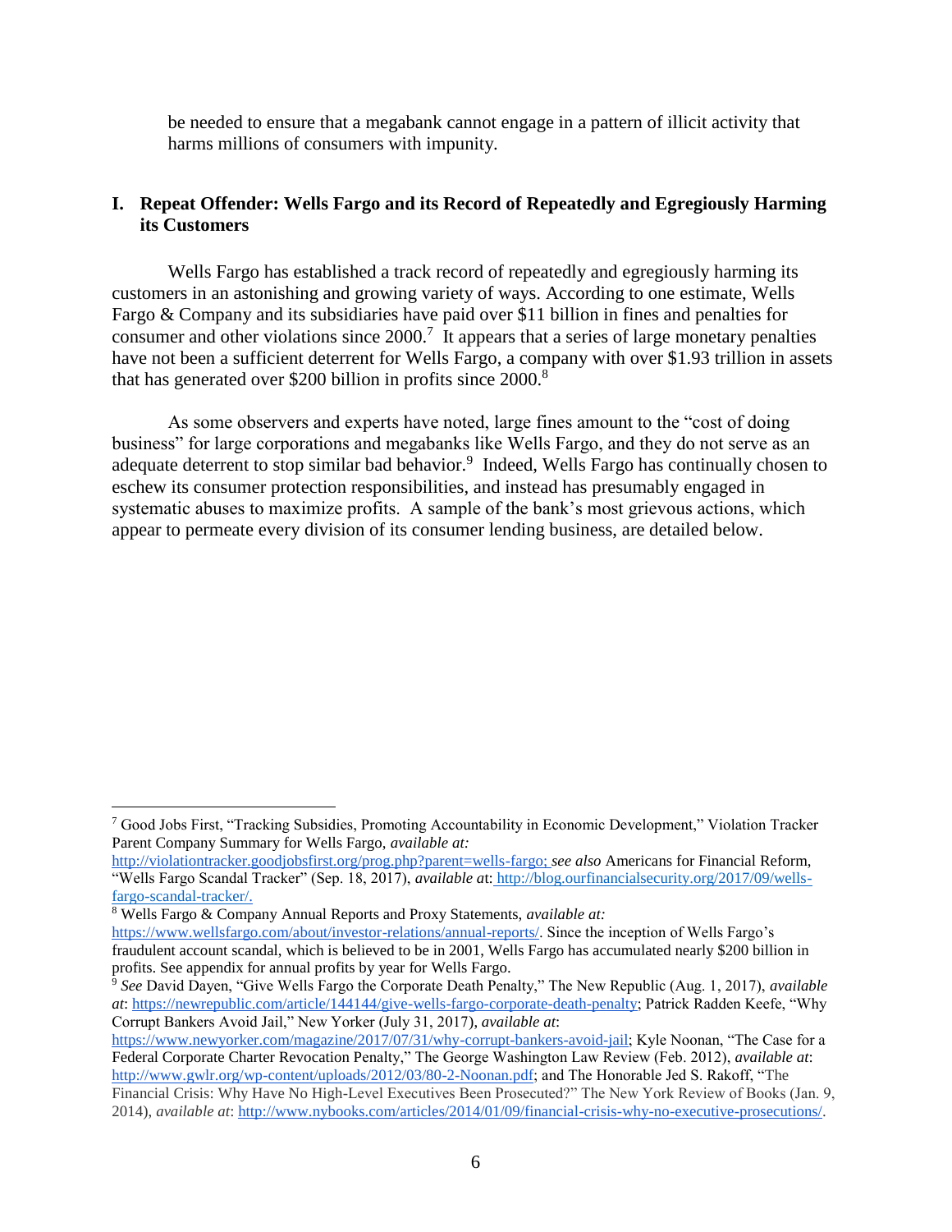be needed to ensure that a megabank cannot engage in a pattern of illicit activity that harms millions of consumers with impunity.

## I. Repeat Offender: Wells Fargo and its Record of Repeatedly and Egregiously Harming its Customers

Wells Fargo has established a track record of repeatedly and egregiously harming its customers in an astonishing and growing variety of ways. According to one estimate, Wells Fargo & Company and its subsidiaries have paid over $11 billion in fines and penalties for consumer and other violations since 2000.[7] It appears that a series of large monetary penalties have not been a sufficient deterrent for Wells Fargo, a company with over $1.93 trillion in assets that has generated over $200 billion in profits since 2000.[8]

As some observers and experts have noted, large fines amount to the "cost of doing business" for large corporations and megabanks like Wells Fargo, and they do not serve as an adequate deterrent to stop similar bad behavior.[9] Indeed, Wells Fargo has continually chosen to eschew its consumer protection responsibilities, and instead has presumably engaged in systematic abuses to maximize profits. A sample of the bank's most grievous actions, which appear to permeate every division of its consumer lending business, are detailed below.

---

[7] Good Jobs First, "Tracking Subsidies, Promoting Accountability in Economic Development," Violation Tracker Parent Company Summary for Wells Fargo, *available at:* http://violationtracker.goodjobsfirst.org/prog.php?parent=wells-fargo; *see also* Americans for Financial Reform, "Wells Fargo Scandal Tracker" (Sep. 18, 2017), *available at*: http://blog.ourfinancialsecurity.org/2017/09/wells-fargo-scandal-tracker/.

[8] Wells Fargo & Company Annual Reports and Proxy Statements, *available at:* https://www.wellsfargo.com/about/investor-relations/annual-reports/. Since the inception of Wells Fargo's fraudulent account scandal, which is believed to be in 2001, Wells Fargo has accumulated nearly $200 billion in profits. See appendix for annual profits by year for Wells Fargo.

[9] *See* David Dayen, "Give Wells Fargo the Corporate Death Penalty," The New Republic (Aug. 1, 2017), *available at*: https://newrepublic.com/article/144144/give-wells-fargo-corporate-death-penalty; Patrick Radden Keefe, "Why Corrupt Bankers Avoid Jail," New Yorker (July 31, 2017), *available at*: https://www.newyorker.com/magazine/2017/07/31/why-corrupt-bankers-avoid-jail; Kyle Noonan, "The Case for a Federal Corporate Charter Revocation Penalty," The George Washington Law Review (Feb. 2012), *available at*: http://www.gwlr.org/wp-content/uploads/2012/03/80-2-Noonan.pdf; and The Honorable Jed S. Rakoff, "The Financial Crisis: Why Have No High-Level Executives Been Prosecuted?" The New York Review of Books (Jan. 9, 2014), *available at*: http://www.nybooks.com/articles/2014/01/09/financial-crisis-why-no-executive-prosecutions/.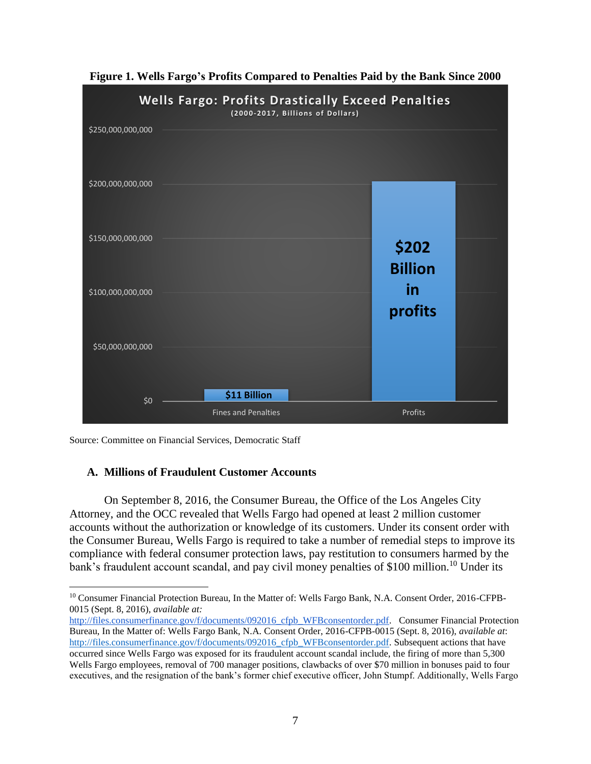**Figure 1. Wells Fargo's Profits Compared to Penalties Paid by the Bank Since 2000**

Wells Fargo: Profits Drastically Exceed Penalties
(2000-2017, Billions of Dollars)

| | Fines and Penalties | Profits |
|---|---|---|
| Amount | $11 Billion | $202 Billion in profits |

Source: Committee on Financial Services, Democratic Staff

### A. Millions of Fraudulent Customer Accounts

On September 8, 2016, the Consumer Bureau, the Office of the Los Angeles City Attorney, and the OCC revealed that Wells Fargo had opened at least 2 million customer accounts without the authorization or knowledge of its customers. Under its consent order with the Consumer Bureau, Wells Fargo is required to take a number of remedial steps to improve its compliance with federal consumer protection laws, pay restitution to consumers harmed by the bank's fraudulent account scandal, and pay civil money penalties of $100 million.[10] Under its

---

[10] Consumer Financial Protection Bureau, In the Matter of: Wells Fargo Bank, N.A. Consent Order, 2016-CFPB-0015 (Sept. 8, 2016), *available at:* http://files.consumerfinance.gov/f/documents/092016_cfpb_WFBconsentorder.pdf. Consumer Financial Protection Bureau, In the Matter of: Wells Fargo Bank, N.A. Consent Order, 2016-CFPB-0015 (Sept. 8, 2016), *available at*: http://files.consumerfinance.gov/f/documents/092016_cfpb_WFBconsentorder.pdf. Subsequent actions that have occurred since Wells Fargo was exposed for its fraudulent account scandal include, the firing of more than 5,300 Wells Fargo employees, removal of 700 manager positions, clawbacks of over $70 million in bonuses paid to four executives, and the resignation of the bank's former chief executive officer, John Stumpf. Additionally, Wells Fargo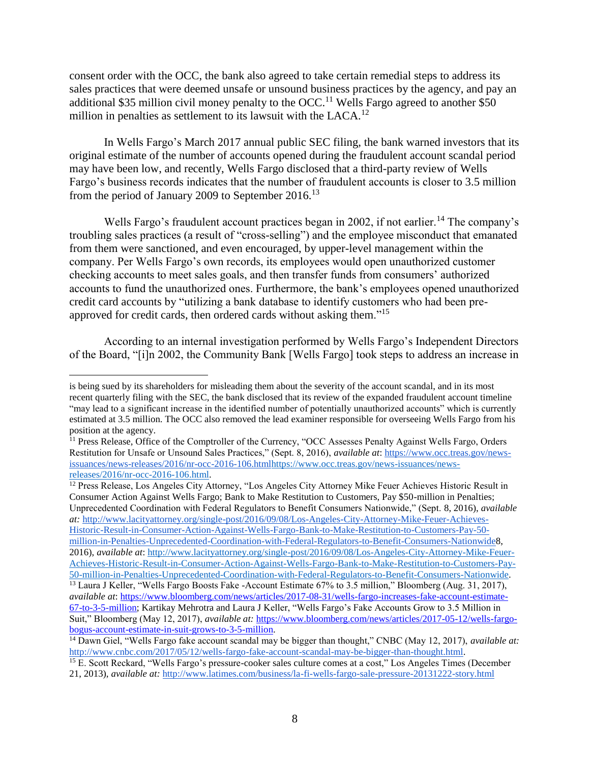consent order with the OCC, the bank also agreed to take certain remedial steps to address its sales practices that were deemed unsafe or unsound business practices by the agency, and pay an additional $35 million civil money penalty to the OCC.[11] Wells Fargo agreed to another $50 million in penalties as settlement to its lawsuit with the LACA.[12]

In Wells Fargo's March 2017 annual public SEC filing, the bank warned investors that its original estimate of the number of accounts opened during the fraudulent account scandal period may have been low, and recently, Wells Fargo disclosed that a third-party review of Wells Fargo's business records indicates that the number of fraudulent accounts is closer to 3.5 million from the period of January 2009 to September 2016.[13]

Wells Fargo's fraudulent account practices began in 2002, if not earlier.[14] The company's troubling sales practices (a result of "cross-selling") and the employee misconduct that emanated from them were sanctioned, and even encouraged, by upper-level management within the company. Per Wells Fargo's own records, its employees would open unauthorized customer checking accounts to meet sales goals, and then transfer funds from consumers' authorized accounts to fund the unauthorized ones. Furthermore, the bank's employees opened unauthorized credit card accounts by "utilizing a bank database to identify customers who had been pre-approved for credit cards, then ordered cards without asking them."[15]

According to an internal investigation performed by Wells Fargo's Independent Directors of the Board, "[i]n 2002, the Community Bank [Wells Fargo] took steps to address an increase in

---

is being sued by its shareholders for misleading them about the severity of the account scandal, and in its most recent quarterly filing with the SEC, the bank disclosed that its review of the expanded fraudulent account timeline "may lead to a significant increase in the identified number of potentially unauthorized accounts" which is currently estimated at 3.5 million. The OCC also removed the lead examiner responsible for overseeing Wells Fargo from his position at the agency.

[11] Press Release, Office of the Comptroller of the Currency, "OCC Assesses Penalty Against Wells Fargo, Orders Restitution for Unsafe or Unsound Sales Practices," (Sept. 8, 2016), *available at*: https://www.occ.treas.gov/news-issuances/news-releases/2016/nr-occ-2016-106.htmlhttps://www.occ.treas.gov/news-issuances/news-releases/2016/nr-occ-2016-106.html.

[12] Press Release, Los Angeles City Attorney, "Los Angeles City Attorney Mike Feuer Achieves Historic Result in Consumer Action Against Wells Fargo; Bank to Make Restitution to Customers, Pay $50-million in Penalties; Unprecedented Coordination with Federal Regulators to Benefit Consumers Nationwide," (Sept. 8, 2016), *available at:* http://www.lacityattorney.org/single-post/2016/09/08/Los-Angeles-City-Attorney-Mike-Feuer-Achieves-Historic-Result-in-Consumer-Action-Against-Wells-Fargo-Bank-to-Make-Restitution-to-Customers-Pay-50-million-in-Penalties-Unprecedented-Coordination-with-Federal-Regulators-to-Benefit-Consumers-Nationwide8, 2016), *available at*: http://www.lacityattorney.org/single-post/2016/09/08/Los-Angeles-City-Attorney-Mike-Feuer-Achieves-Historic-Result-in-Consumer-Action-Against-Wells-Fargo-Bank-to-Make-Restitution-to-Customers-Pay-50-million-in-Penalties-Unprecedented-Coordination-with-Federal-Regulators-to-Benefit-Consumers-Nationwide.

[13] Laura J Keller, "Wells Fargo Boosts Fake -Account Estimate 67% to 3.5 million," Bloomberg (Aug. 31, 2017), *available at*: https://www.bloomberg.com/news/articles/2017-08-31/wells-fargo-increases-fake-account-estimate-67-to-3-5-million; Kartikay Mehrotra and Laura J Keller, "Wells Fargo's Fake Accounts Grow to 3.5 Million in Suit," Bloomberg (May 12, 2017), *available at:* https://www.bloomberg.com/news/articles/2017-05-12/wells-fargo-bogus-account-estimate-in-suit-grows-to-3-5-million.

[14] Dawn Giel, "Wells Fargo fake account scandal may be bigger than thought," CNBC (May 12, 2017), *available at:* http://www.cnbc.com/2017/05/12/wells-fargo-fake-account-scandal-may-be-bigger-than-thought.html.

[15] E. Scott Reckard, "Wells Fargo's pressure-cooker sales culture comes at a cost," Los Angeles Times (December 21, 2013), *available at:* http://www.latimes.com/business/la-fi-wells-fargo-sale-pressure-20131222-story.html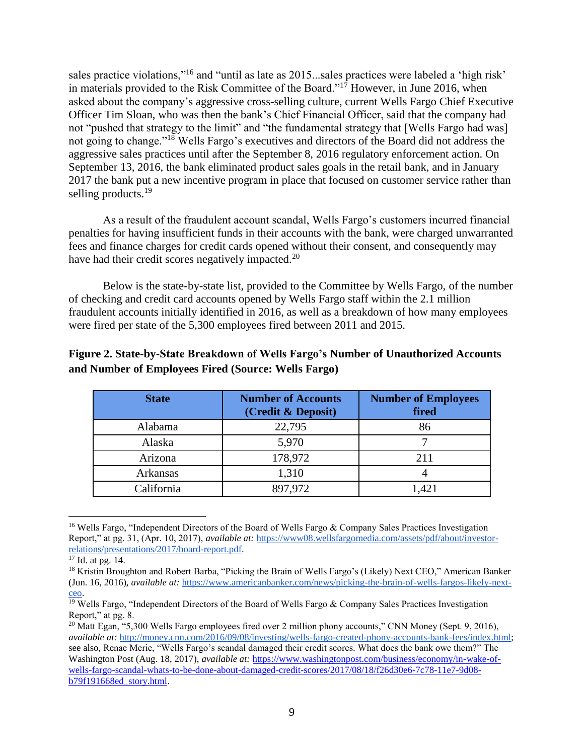sales practice violations,"[16] and "until as late as 2015...sales practices were labeled a 'high risk' in materials provided to the Risk Committee of the Board."[17] However, in June 2016, when asked about the company's aggressive cross-selling culture, current Wells Fargo Chief Executive Officer Tim Sloan, who was then the bank's Chief Financial Officer, said that the company had not "pushed that strategy to the limit" and "the fundamental strategy that [Wells Fargo had was] not going to change."[18] Wells Fargo's executives and directors of the Board did not address the aggressive sales practices until after the September 8, 2016 regulatory enforcement action. On September 13, 2016, the bank eliminated product sales goals in the retail bank, and in January 2017 the bank put a new incentive program in place that focused on customer service rather than selling products.[19]

As a result of the fraudulent account scandal, Wells Fargo's customers incurred financial penalties for having insufficient funds in their accounts with the bank, were charged unwarranted fees and finance charges for credit cards opened without their consent, and consequently may have had their credit scores negatively impacted.[20]

Below is the state-by-state list, provided to the Committee by Wells Fargo, of the number of checking and credit card accounts opened by Wells Fargo staff within the 2.1 million fraudulent accounts initially identified in 2016, as well as a breakdown of how many employees were fired per state of the 5,300 employees fired between 2011 and 2015.

**Figure 2. State-by-State Breakdown of Wells Fargo's Number of Unauthorized Accounts and Number of Employees Fired (Source: Wells Fargo)**

| State | Number of Accounts (Credit & Deposit) | Number of Employees fired |
|---|---|---|
| Alabama | 22,795 | 86 |
| Alaska | 5,970 | 7 |
| Arizona | 178,972 | 211 |
| Arkansas | 1,310 | 4 |
| California | 897,972 | 1,421 |

---

[16] Wells Fargo, "Independent Directors of the Board of Wells Fargo & Company Sales Practices Investigation Report," at pg. 31, (Apr. 10, 2017), *available at:* https://www08.wellsfargomedia.com/assets/pdf/about/investor-relations/presentations/2017/board-report.pdf.

[17] Id. at pg. 14.

[18] Kristin Broughton and Robert Barba, "Picking the Brain of Wells Fargo's (Likely) Next CEO," American Banker (Jun. 16, 2016), *available at:* https://www.americanbanker.com/news/picking-the-brain-of-wells-fargos-likely-next-ceo.

[19] Wells Fargo, "Independent Directors of the Board of Wells Fargo & Company Sales Practices Investigation Report," at pg. 8.

[20] Matt Egan, "5,300 Wells Fargo employees fired over 2 million phony accounts," CNN Money (Sept. 9, 2016), *available at:* http://money.cnn.com/2016/09/08/investing/wells-fargo-created-phony-accounts-bank-fees/index.html; see also, Renae Merie, "Wells Fargo's scandal damaged their credit scores. What does the bank owe them?" The Washington Post (Aug. 18, 2017), *available at:* https://www.washingtonpost.com/business/economy/in-wake-of-wells-fargo-scandal-whats-to-be-done-about-damaged-credit-scores/2017/08/18/f26d30e6-7c78-11e7-9d08-b79f191668ed_story.html.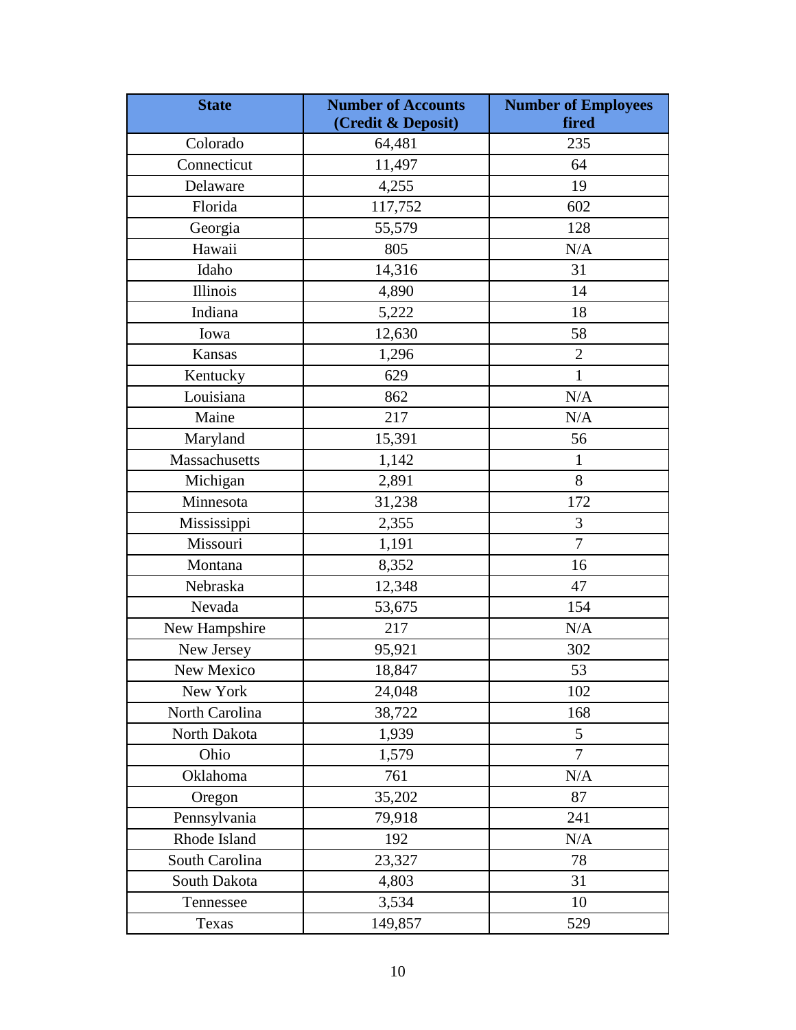| State | Number of Accounts (Credit & Deposit) | Number of Employees fired |
|---|---|---|
| Colorado | 64,481 | 235 |
| Connecticut | 11,497 | 64 |
| Delaware | 4,255 | 19 |
| Florida | 117,752 | 602 |
| Georgia | 55,579 | 128 |
| Hawaii | 805 | N/A |
| Idaho | 14,316 | 31 |
| Illinois | 4,890 | 14 |
| Indiana | 5,222 | 18 |
| Iowa | 12,630 | 58 |
| Kansas | 1,296 | 2 |
| Kentucky | 629 | 1 |
| Louisiana | 862 | N/A |
| Maine | 217 | N/A |
| Maryland | 15,391 | 56 |
| Massachusetts | 1,142 | 1 |
| Michigan | 2,891 | 8 |
| Minnesota | 31,238 | 172 |
| Mississippi | 2,355 | 3 |
| Missouri | 1,191 | 7 |
| Montana | 8,352 | 16 |
| Nebraska | 12,348 | 47 |
| Nevada | 53,675 | 154 |
| New Hampshire | 217 | N/A |
| New Jersey | 95,921 | 302 |
| New Mexico | 18,847 | 53 |
| New York | 24,048 | 102 |
| North Carolina | 38,722 | 168 |
| North Dakota | 1,939 | 5 |
| Ohio | 1,579 | 7 |
| Oklahoma | 761 | N/A |
| Oregon | 35,202 | 87 |
| Pennsylvania | 79,918 | 241 |
| Rhode Island | 192 | N/A |
| South Carolina | 23,327 | 78 |
| South Dakota | 4,803 | 31 |
| Tennessee | 3,534 | 10 |
| Texas | 149,857 | 529 |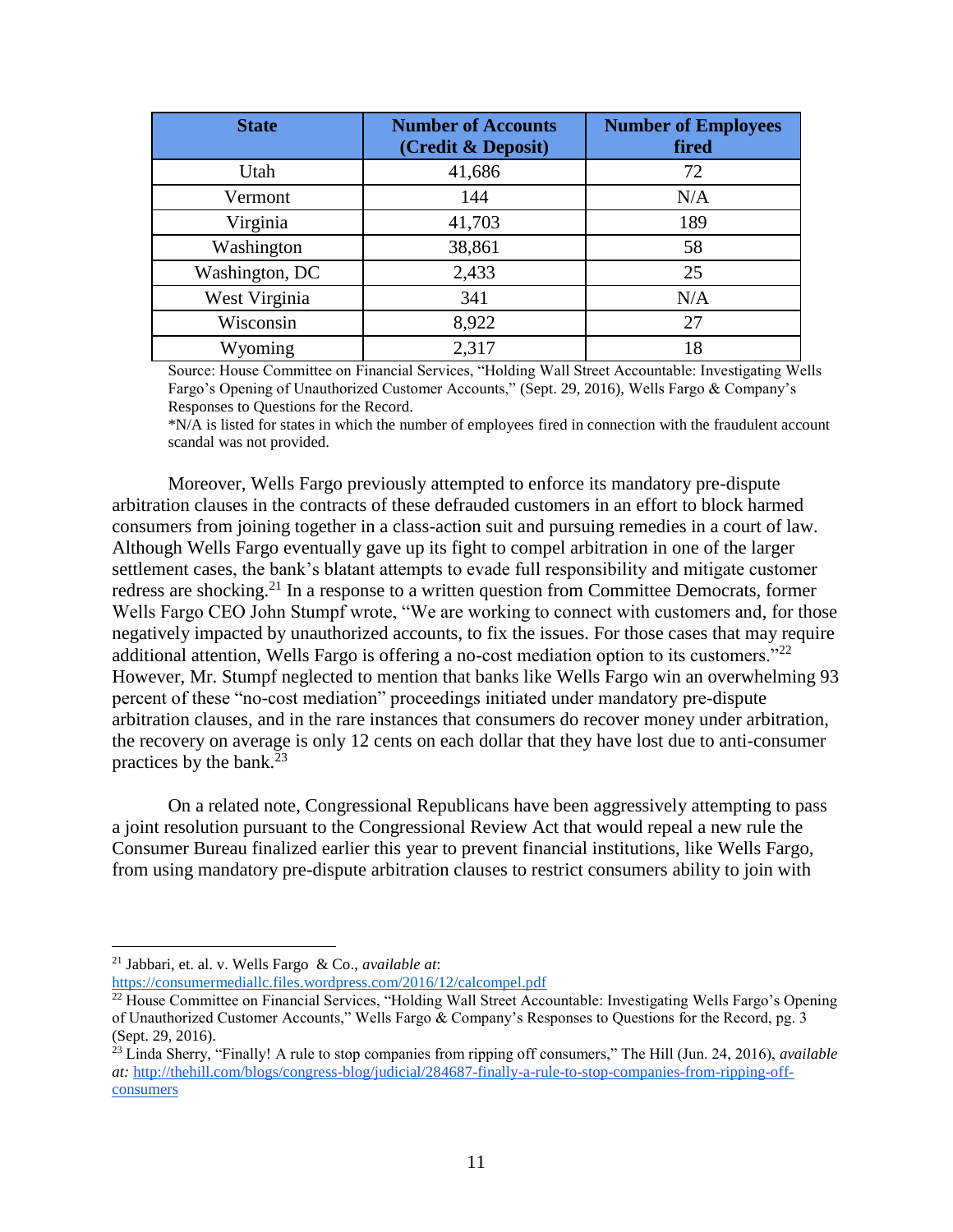| State | Number of Accounts (Credit & Deposit) | Number of Employees fired |
|---|---|---|
| Utah | 41,686 | 72 |
| Vermont | 144 | N/A |
| Virginia | 41,703 | 189 |
| Washington | 38,861 | 58 |
| Washington, DC | 2,433 | 25 |
| West Virginia | 341 | N/A |
| Wisconsin | 8,922 | 27 |
| Wyoming | 2,317 | 18 |

Source: House Committee on Financial Services, "Holding Wall Street Accountable: Investigating Wells Fargo's Opening of Unauthorized Customer Accounts," (Sept. 29, 2016), Wells Fargo & Company's Responses to Questions for the Record.
*N/A is listed for states in which the number of employees fired in connection with the fraudulent account scandal was not provided.

Moreover, Wells Fargo previously attempted to enforce its mandatory pre-dispute arbitration clauses in the contracts of these defrauded customers in an effort to block harmed consumers from joining together in a class-action suit and pursuing remedies in a court of law. Although Wells Fargo eventually gave up its fight to compel arbitration in one of the larger settlement cases, the bank's blatant attempts to evade full responsibility and mitigate customer redress are shocking.[21] In a response to a written question from Committee Democrats, former Wells Fargo CEO John Stumpf wrote, "We are working to connect with customers and, for those negatively impacted by unauthorized accounts, to fix the issues. For those cases that may require additional attention, Wells Fargo is offering a no-cost mediation option to its customers."[22] However, Mr. Stumpf neglected to mention that banks like Wells Fargo win an overwhelming 93 percent of these "no-cost mediation" proceedings initiated under mandatory pre-dispute arbitration clauses, and in the rare instances that consumers do recover money under arbitration, the recovery on average is only 12 cents on each dollar that they have lost due to anti-consumer practices by the bank.[23]

On a related note, Congressional Republicans have been aggressively attempting to pass a joint resolution pursuant to the Congressional Review Act that would repeal a new rule the Consumer Bureau finalized earlier this year to prevent financial institutions, like Wells Fargo, from using mandatory pre-dispute arbitration clauses to restrict consumers ability to join with

---

[21] Jabbari, et. al. v. Wells Fargo & Co., *available at*: https://consumermediallc.files.wordpress.com/2016/12/calcompel.pdf

[22] House Committee on Financial Services, "Holding Wall Street Accountable: Investigating Wells Fargo's Opening of Unauthorized Customer Accounts," Wells Fargo & Company's Responses to Questions for the Record, pg. 3 (Sept. 29, 2016).

[23] Linda Sherry, "Finally! A rule to stop companies from ripping off consumers," The Hill (Jun. 24, 2016), *available at:* http://thehill.com/blogs/congress-blog/judicial/284687-finally-a-rule-to-stop-companies-from-ripping-off-consumers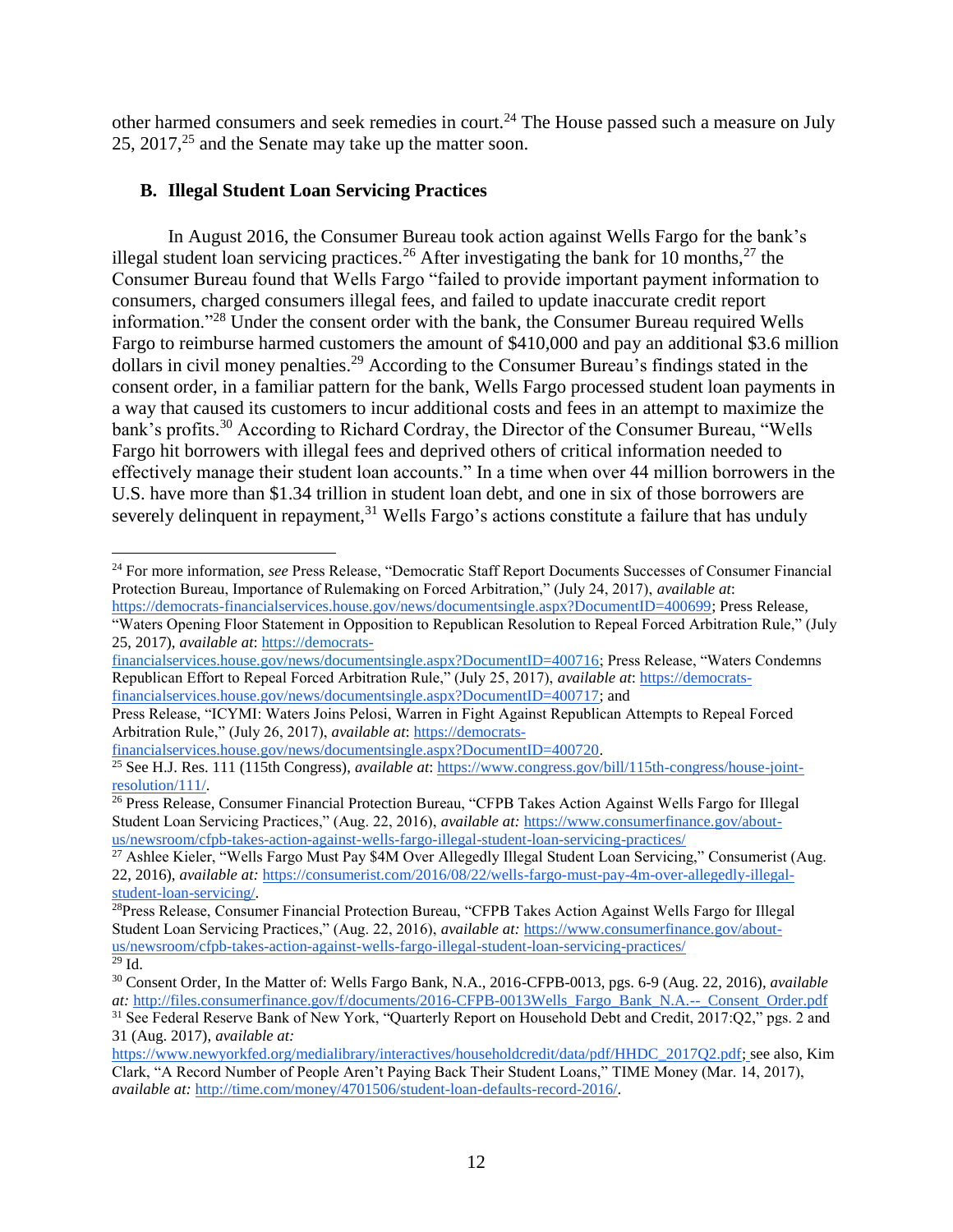other harmed consumers and seek remedies in court.[24] The House passed such a measure on July 25, 2017,[25] and the Senate may take up the matter soon.

### B. Illegal Student Loan Servicing Practices

In August 2016, the Consumer Bureau took action against Wells Fargo for the bank's illegal student loan servicing practices.[26] After investigating the bank for 10 months,[27] the Consumer Bureau found that Wells Fargo "failed to provide important payment information to consumers, charged consumers illegal fees, and failed to update inaccurate credit report information."[28] Under the consent order with the bank, the Consumer Bureau required Wells Fargo to reimburse harmed customers the amount of $410,000 and pay an additional $3.6 million dollars in civil money penalties.[29] According to the Consumer Bureau's findings stated in the consent order, in a familiar pattern for the bank, Wells Fargo processed student loan payments in a way that caused its customers to incur additional costs and fees in an attempt to maximize the bank's profits.[30] According to Richard Cordray, the Director of the Consumer Bureau, "Wells Fargo hit borrowers with illegal fees and deprived others of critical information needed to effectively manage their student loan accounts." In a time when over 44 million borrowers in the U.S. have more than $1.34 trillion in student loan debt, and one in six of those borrowers are severely delinquent in repayment,[31] Wells Fargo's actions constitute a failure that has unduly

---

[24] For more information, *see* Press Release, "Democratic Staff Report Documents Successes of Consumer Financial Protection Bureau, Importance of Rulemaking on Forced Arbitration," (July 24, 2017), *available at*: https://democrats-financialservices.house.gov/news/documentsingle.aspx?DocumentID=400699; Press Release, "Waters Opening Floor Statement in Opposition to Republican Resolution to Repeal Forced Arbitration Rule," (July 25, 2017), *available at*: https://democrats-financialservices.house.gov/news/documentsingle.aspx?DocumentID=400716; Press Release, "Waters Condemns Republican Effort to Repeal Forced Arbitration Rule," (July 25, 2017), *available at*: https://democrats-financialservices.house.gov/news/documentsingle.aspx?DocumentID=400717; and Press Release, "ICYMI: Waters Joins Pelosi, Warren in Fight Against Republican Attempts to Repeal Forced Arbitration Rule," (July 26, 2017), *available at*: https://democrats-financialservices.house.gov/news/documentsingle.aspx?DocumentID=400720.

[25] See H.J. Res. 111 (115th Congress), *available at*: https://www.congress.gov/bill/115th-congress/house-joint-resolution/111/.

[26] Press Release, Consumer Financial Protection Bureau, "CFPB Takes Action Against Wells Fargo for Illegal Student Loan Servicing Practices," (Aug. 22, 2016), *available at:* https://www.consumerfinance.gov/about-us/newsroom/cfpb-takes-action-against-wells-fargo-illegal-student-loan-servicing-practices/

[27] Ashlee Kieler, "Wells Fargo Must Pay $4M Over Allegedly Illegal Student Loan Servicing," Consumerist (Aug. 22, 2016), *available at:* https://consumerist.com/2016/08/22/wells-fargo-must-pay-4m-over-allegedly-illegal-student-loan-servicing/.

[28] Press Release, Consumer Financial Protection Bureau, "CFPB Takes Action Against Wells Fargo for Illegal Student Loan Servicing Practices," (Aug. 22, 2016), *available at:* https://www.consumerfinance.gov/about-us/newsroom/cfpb-takes-action-against-wells-fargo-illegal-student-loan-servicing-practices/

[29] Id.

[30] Consent Order, In the Matter of: Wells Fargo Bank, N.A., 2016-CFPB-0013, pgs. 6-9 (Aug. 22, 2016), *available at:* http://files.consumerfinance.gov/f/documents/2016-CFPB-0013Wells_Fargo_Bank_N.A.--_Consent_Order.pdf

[31] See Federal Reserve Bank of New York, "Quarterly Report on Household Debt and Credit, 2017:Q2," pgs. 2 and 31 (Aug. 2017), *available at:* https://www.newyorkfed.org/medialibrary/interactives/householdcredit/data/pdf/HHDC_2017Q2.pdf; see also, Kim Clark, "A Record Number of People Aren't Paying Back Their Student Loans," TIME Money (Mar. 14, 2017), *available at:* http://time.com/money/4701506/student-loan-defaults-record-2016/.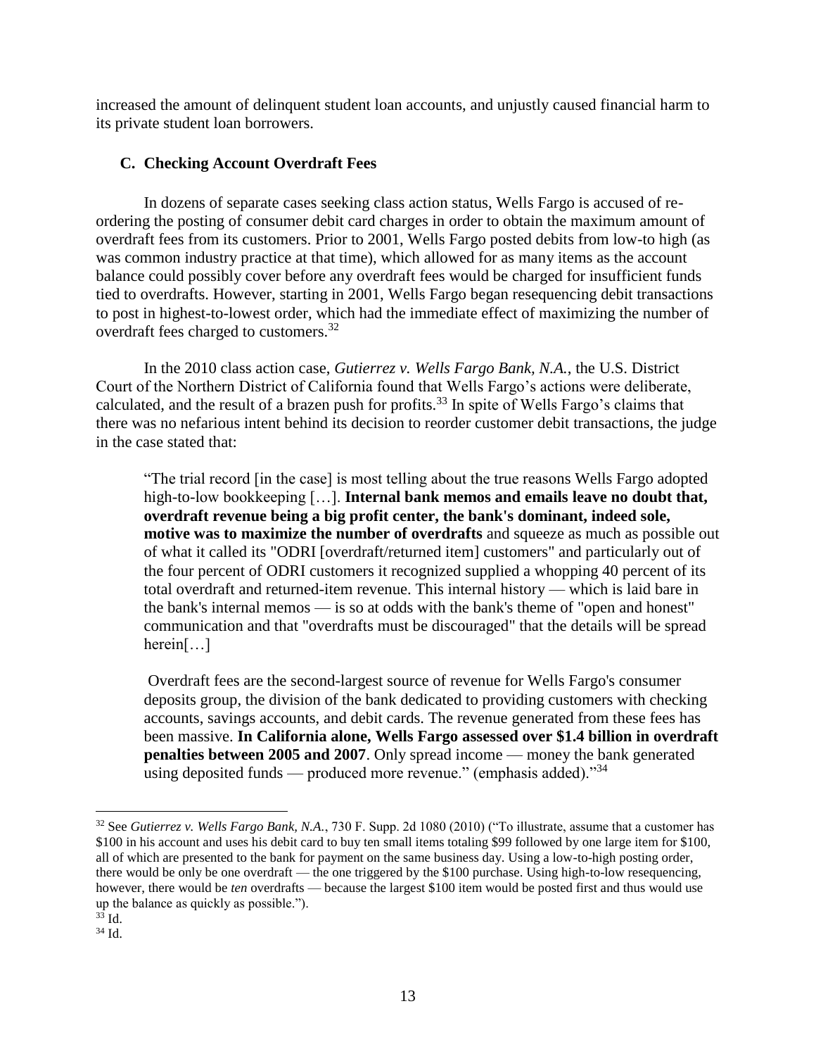increased the amount of delinquent student loan accounts, and unjustly caused financial harm to its private student loan borrowers.

### C. Checking Account Overdraft Fees

In dozens of separate cases seeking class action status, Wells Fargo is accused of re-ordering the posting of consumer debit card charges in order to obtain the maximum amount of overdraft fees from its customers. Prior to 2001, Wells Fargo posted debits from low-to high (as was common industry practice at that time), which allowed for as many items as the account balance could possibly cover before any overdraft fees would be charged for insufficient funds tied to overdrafts. However, starting in 2001, Wells Fargo began resequencing debit transactions to post in highest-to-lowest order, which had the immediate effect of maximizing the number of overdraft fees charged to customers.[32]

In the 2010 class action case, *Gutierrez v. Wells Fargo Bank, N.A.*, the U.S. District Court of the Northern District of California found that Wells Fargo's actions were deliberate, calculated, and the result of a brazen push for profits.[33] In spite of Wells Fargo's claims that there was no nefarious intent behind its decision to reorder customer debit transactions, the judge in the case stated that:

> "The trial record [in the case] is most telling about the true reasons Wells Fargo adopted high-to-low bookkeeping […]. **Internal bank memos and emails leave no doubt that, overdraft revenue being a big profit center, the bank's dominant, indeed sole, motive was to maximize the number of overdrafts** and squeeze as much as possible out of what it called its "ODRI [overdraft/returned item] customers" and particularly out of the four percent of ODRI customers it recognized supplied a whopping 40 percent of its total overdraft and returned-item revenue. This internal history — which is laid bare in the bank's internal memos — is so at odds with the bank's theme of "open and honest" communication and that "overdrafts must be discouraged" that the details will be spread herein[…]
>
> Overdraft fees are the second-largest source of revenue for Wells Fargo's consumer deposits group, the division of the bank dedicated to providing customers with checking accounts, savings accounts, and debit cards. The revenue generated from these fees has been massive. **In California alone, Wells Fargo assessed over $1.4 billion in overdraft penalties between 2005 and 2007**. Only spread income — money the bank generated using deposited funds — produced more revenue." (emphasis added)."[34]

---

[32] See *Gutierrez v. Wells Fargo Bank, N.A.*, 730 F. Supp. 2d 1080 (2010) ("To illustrate, assume that a customer has $100 in his account and uses his debit card to buy ten small items totaling $99 followed by one large item for $100, all of which are presented to the bank for payment on the same business day. Using a low-to-high posting order, there would be only be one overdraft — the one triggered by the $100 purchase. Using high-to-low resequencing, however, there would be *ten* overdrafts — because the largest $100 item would be posted first and thus would use up the balance as quickly as possible.").

[33] Id.

[34] Id.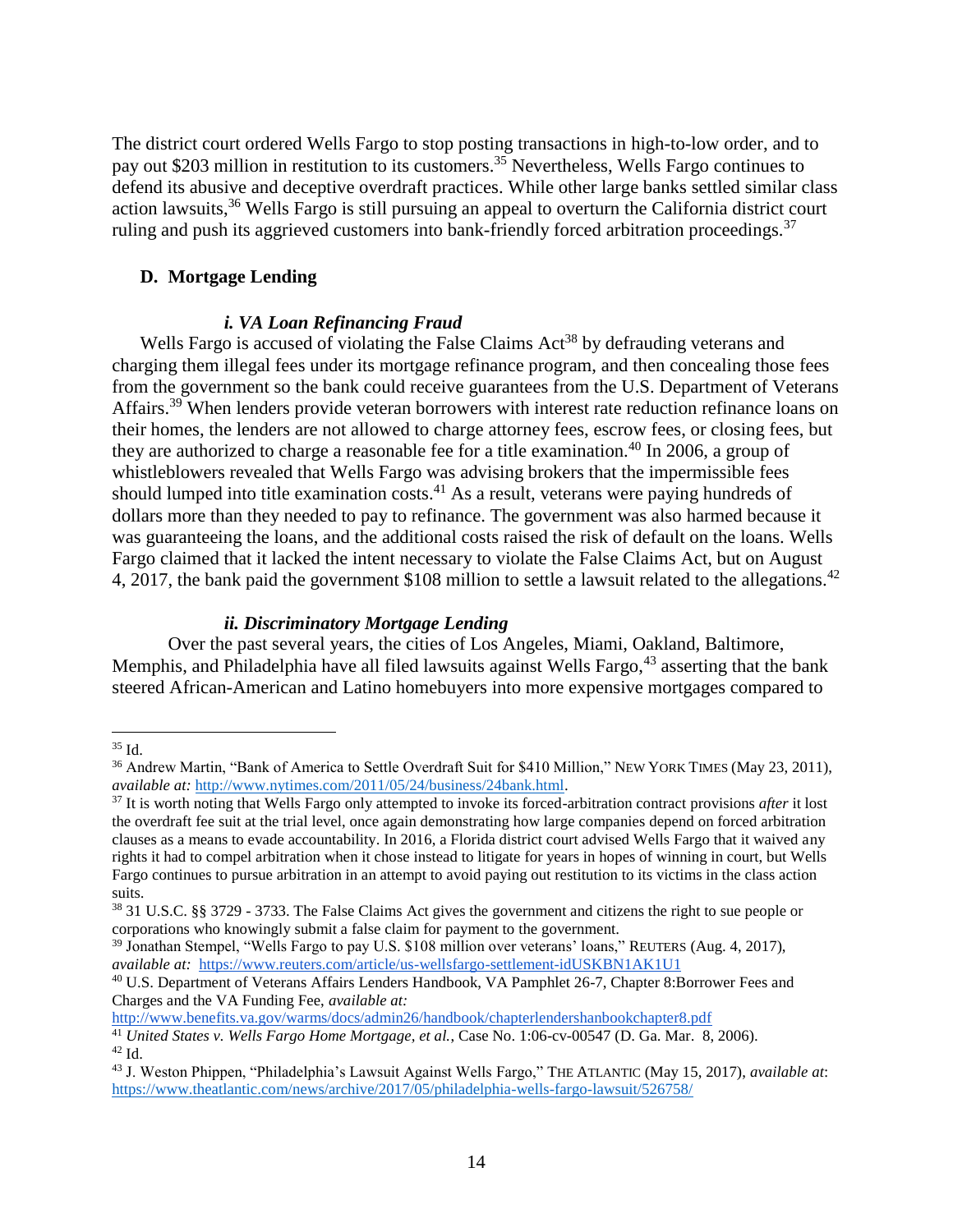The district court ordered Wells Fargo to stop posting transactions in high-to-low order, and to pay out $203 million in restitution to its customers.[35] Nevertheless, Wells Fargo continues to defend its abusive and deceptive overdraft practices. While other large banks settled similar class action lawsuits,[36] Wells Fargo is still pursuing an appeal to overturn the California district court ruling and push its aggrieved customers into bank-friendly forced arbitration proceedings.[37]

### D. Mortgage Lending

#### *i. VA Loan Refinancing Fraud*

Wells Fargo is accused of violating the False Claims Act[38] by defrauding veterans and charging them illegal fees under its mortgage refinance program, and then concealing those fees from the government so the bank could receive guarantees from the U.S. Department of Veterans Affairs.[39] When lenders provide veteran borrowers with interest rate reduction refinance loans on their homes, the lenders are not allowed to charge attorney fees, escrow fees, or closing fees, but they are authorized to charge a reasonable fee for a title examination.[40] In 2006, a group of whistleblowers revealed that Wells Fargo was advising brokers that the impermissible fees should lumped into title examination costs.[41] As a result, veterans were paying hundreds of dollars more than they needed to pay to refinance. The government was also harmed because it was guaranteeing the loans, and the additional costs raised the risk of default on the loans. Wells Fargo claimed that it lacked the intent necessary to violate the False Claims Act, but on August 4, 2017, the bank paid the government $108 million to settle a lawsuit related to the allegations.[42]

#### *ii. Discriminatory Mortgage Lending*

Over the past several years, the cities of Los Angeles, Miami, Oakland, Baltimore, Memphis, and Philadelphia have all filed lawsuits against Wells Fargo,[43] asserting that the bank steered African-American and Latino homebuyers into more expensive mortgages compared to

---

[35] Id.

[36] Andrew Martin, "Bank of America to Settle Overdraft Suit for $410 Million," NEW YORK TIMES (May 23, 2011), *available at:* http://www.nytimes.com/2011/05/24/business/24bank.html.

[37] It is worth noting that Wells Fargo only attempted to invoke its forced-arbitration contract provisions *after* it lost the overdraft fee suit at the trial level, once again demonstrating how large companies depend on forced arbitration clauses as a means to evade accountability. In 2016, a Florida district court advised Wells Fargo that it waived any rights it had to compel arbitration when it chose instead to litigate for years in hopes of winning in court, but Wells Fargo continues to pursue arbitration in an attempt to avoid paying out restitution to its victims in the class action suits.

[38] 31 U.S.C. §§ 3729 - 3733. The False Claims Act gives the government and citizens the right to sue people or corporations who knowingly submit a false claim for payment to the government.

[39] Jonathan Stempel, "Wells Fargo to pay U.S. $108 million over veterans' loans," REUTERS (Aug. 4, 2017), *available at:* https://www.reuters.com/article/us-wellsfargo-settlement-idUSKBN1AK1U1

[40] U.S. Department of Veterans Affairs Lenders Handbook, VA Pamphlet 26-7, Chapter 8:Borrower Fees and Charges and the VA Funding Fee, *available at:* http://www.benefits.va.gov/warms/docs/admin26/handbook/chapterlendershanbookchapter8.pdf

[41] *United States v. Wells Fargo Home Mortgage, et al.*, Case No. 1:06-cv-00547 (D. Ga. Mar. 8, 2006).

[42] Id.

[43] J. Weston Phippen, "Philadelphia's Lawsuit Against Wells Fargo," THE ATLANTIC (May 15, 2017), *available at*: https://www.theatlantic.com/news/archive/2017/05/philadelphia-wells-fargo-lawsuit/526758/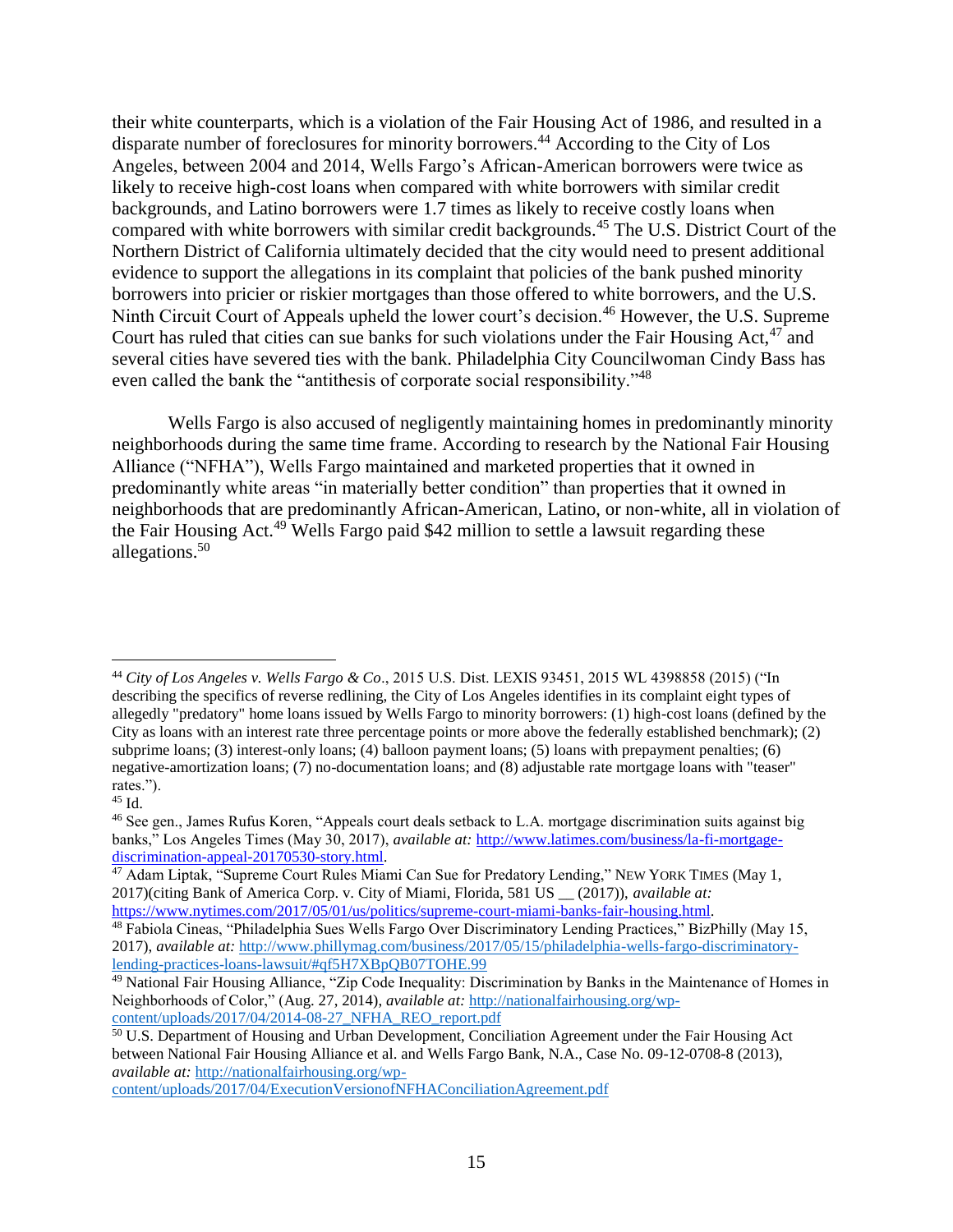their white counterparts, which is a violation of the Fair Housing Act of 1986, and resulted in a disparate number of foreclosures for minority borrowers.[44] According to the City of Los Angeles, between 2004 and 2014, Wells Fargo's African-American borrowers were twice as likely to receive high-cost loans when compared with white borrowers with similar credit backgrounds, and Latino borrowers were 1.7 times as likely to receive costly loans when compared with white borrowers with similar credit backgrounds.[45] The U.S. District Court of the Northern District of California ultimately decided that the city would need to present additional evidence to support the allegations in its complaint that policies of the bank pushed minority borrowers into pricier or riskier mortgages than those offered to white borrowers, and the U.S. Ninth Circuit Court of Appeals upheld the lower court's decision.[46] However, the U.S. Supreme Court has ruled that cities can sue banks for such violations under the Fair Housing Act,[47] and several cities have severed ties with the bank. Philadelphia City Councilwoman Cindy Bass has even called the bank the "antithesis of corporate social responsibility."[48]

Wells Fargo is also accused of negligently maintaining homes in predominantly minority neighborhoods during the same time frame. According to research by the National Fair Housing Alliance ("NFHA"), Wells Fargo maintained and marketed properties that it owned in predominantly white areas "in materially better condition" than properties that it owned in neighborhoods that are predominantly African-American, Latino, or non-white, all in violation of the Fair Housing Act.[49] Wells Fargo paid $42 million to settle a lawsuit regarding these allegations.[50]

---

[44] *City of Los Angeles v. Wells Fargo & Co*., 2015 U.S. Dist. LEXIS 93451, 2015 WL 4398858 (2015) ("In describing the specifics of reverse redlining, the City of Los Angeles identifies in its complaint eight types of allegedly "predatory" home loans issued by Wells Fargo to minority borrowers: (1) high-cost loans (defined by the City as loans with an interest rate three percentage points or more above the federally established benchmark); (2) subprime loans; (3) interest-only loans; (4) balloon payment loans; (5) loans with prepayment penalties; (6) negative-amortization loans; (7) no-documentation loans; and (8) adjustable rate mortgage loans with "teaser" rates.").

[45] Id.

[46] See gen., James Rufus Koren, "Appeals court deals setback to L.A. mortgage discrimination suits against big banks," Los Angeles Times (May 30, 2017), *available at:* http://www.latimes.com/business/la-fi-mortgage-discrimination-appeal-20170530-story.html.

[47] Adam Liptak, "Supreme Court Rules Miami Can Sue for Predatory Lending," NEW YORK TIMES (May 1, 2017)(citing Bank of America Corp. v. City of Miami, Florida, 581 US __ (2017)), *available at:* https://www.nytimes.com/2017/05/01/us/politics/supreme-court-miami-banks-fair-housing.html.

[48] Fabiola Cineas, "Philadelphia Sues Wells Fargo Over Discriminatory Lending Practices," BizPhilly (May 15, 2017), *available at:* http://www.phillymag.com/business/2017/05/15/philadelphia-wells-fargo-discriminatory-lending-practices-loans-lawsuit/#qf5H7XBpQB07TOHE.99

[49] National Fair Housing Alliance, "Zip Code Inequality: Discrimination by Banks in the Maintenance of Homes in Neighborhoods of Color," (Aug. 27, 2014), *available at:* http://nationalfairhousing.org/wp-content/uploads/2017/04/2014-08-27_NFHA_REO_report.pdf

[50] U.S. Department of Housing and Urban Development, Conciliation Agreement under the Fair Housing Act between National Fair Housing Alliance et al. and Wells Fargo Bank, N.A., Case No. 09-12-0708-8 (2013), *available at:* http://nationalfairhousing.org/wp-content/uploads/2017/04/ExecutionVersionofNFHAConciliationAgreement.pdf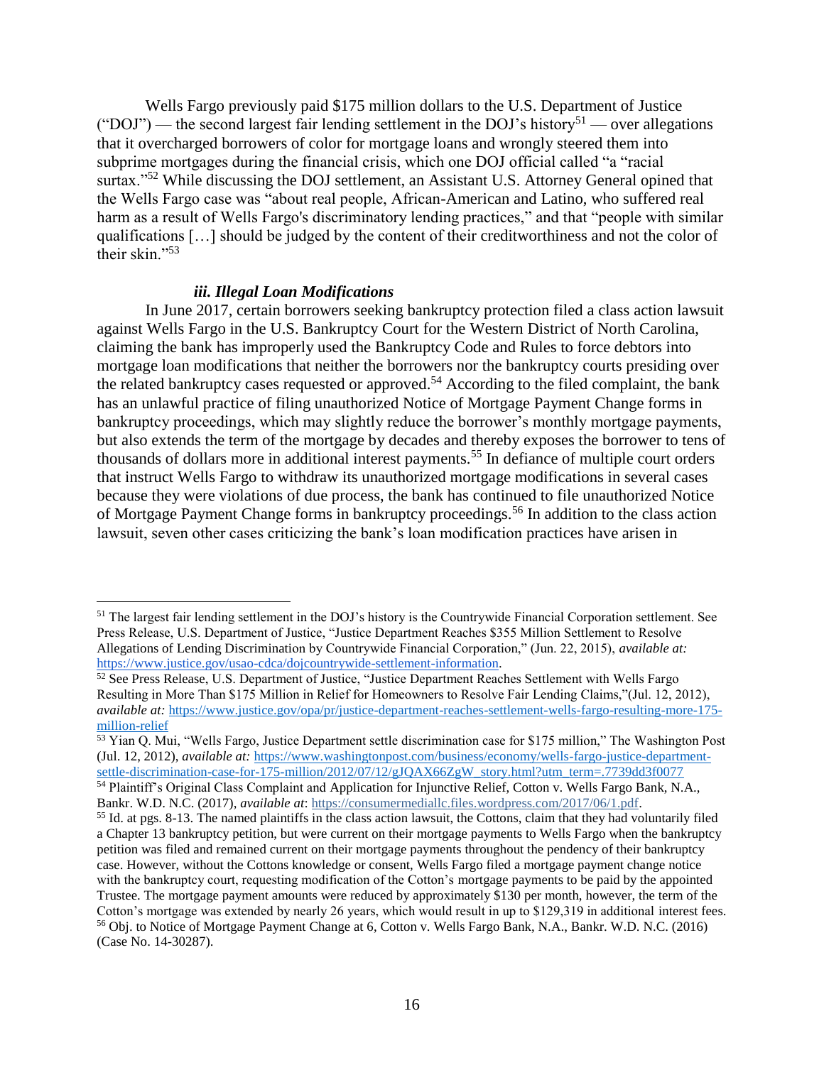Wells Fargo previously paid $175 million dollars to the U.S. Department of Justice ("DOJ") — the second largest fair lending settlement in the DOJ's history[51] — over allegations that it overcharged borrowers of color for mortgage loans and wrongly steered them into subprime mortgages during the financial crisis, which one DOJ official called "a "racial surtax."[52] While discussing the DOJ settlement, an Assistant U.S. Attorney General opined that the Wells Fargo case was "about real people, African-American and Latino, who suffered real harm as a result of Wells Fargo's discriminatory lending practices," and that "people with similar qualifications […] should be judged by the content of their creditworthiness and not the color of their skin."[53]

#### *iii. Illegal Loan Modifications*

In June 2017, certain borrowers seeking bankruptcy protection filed a class action lawsuit against Wells Fargo in the U.S. Bankruptcy Court for the Western District of North Carolina, claiming the bank has improperly used the Bankruptcy Code and Rules to force debtors into mortgage loan modifications that neither the borrowers nor the bankruptcy courts presiding over the related bankruptcy cases requested or approved.[54] According to the filed complaint, the bank has an unlawful practice of filing unauthorized Notice of Mortgage Payment Change forms in bankruptcy proceedings, which may slightly reduce the borrower's monthly mortgage payments, but also extends the term of the mortgage by decades and thereby exposes the borrower to tens of thousands of dollars more in additional interest payments.[55] In defiance of multiple court orders that instruct Wells Fargo to withdraw its unauthorized mortgage modifications in several cases because they were violations of due process, the bank has continued to file unauthorized Notice of Mortgage Payment Change forms in bankruptcy proceedings.[56] In addition to the class action lawsuit, seven other cases criticizing the bank's loan modification practices have arisen in

---

[51] The largest fair lending settlement in the DOJ's history is the Countrywide Financial Corporation settlement. See Press Release, U.S. Department of Justice, "Justice Department Reaches $355 Million Settlement to Resolve Allegations of Lending Discrimination by Countrywide Financial Corporation," (Jun. 22, 2015), *available at:* https://www.justice.gov/usao-cdca/dojcountrywide-settlement-information.

[52] See Press Release, U.S. Department of Justice, "Justice Department Reaches Settlement with Wells Fargo Resulting in More Than $175 Million in Relief for Homeowners to Resolve Fair Lending Claims,"(Jul. 12, 2012), *available at:* https://www.justice.gov/opa/pr/justice-department-reaches-settlement-wells-fargo-resulting-more-175-million-relief

[53] Yian Q. Mui, "Wells Fargo, Justice Department settle discrimination case for $175 million," The Washington Post (Jul. 12, 2012), *available at:* https://www.washingtonpost.com/business/economy/wells-fargo-justice-department-settle-discrimination-case-for-175-million/2012/07/12/gJQAX66ZgW_story.html?utm_term=.7739dd3f0077

[54] Plaintiff's Original Class Complaint and Application for Injunctive Relief, Cotton v. Wells Fargo Bank, N.A., Bankr. W.D. N.C. (2017), *available at*: https://consumermediallc.files.wordpress.com/2017/06/1.pdf.

[55] Id. at pgs. 8-13. The named plaintiffs in the class action lawsuit, the Cottons, claim that they had voluntarily filed a Chapter 13 bankruptcy petition, but were current on their mortgage payments to Wells Fargo when the bankruptcy petition was filed and remained current on their mortgage payments throughout the pendency of their bankruptcy case. However, without the Cottons knowledge or consent, Wells Fargo filed a mortgage payment change notice with the bankruptcy court, requesting modification of the Cotton's mortgage payments to be paid by the appointed Trustee. The mortgage payment amounts were reduced by approximately $130 per month, however, the term of the Cotton's mortgage was extended by nearly 26 years, which would result in up to $129,319 in additional interest fees.

[56] Obj. to Notice of Mortgage Payment Change at 6, Cotton v. Wells Fargo Bank, N.A., Bankr. W.D. N.C. (2016) (Case No. 14-30287).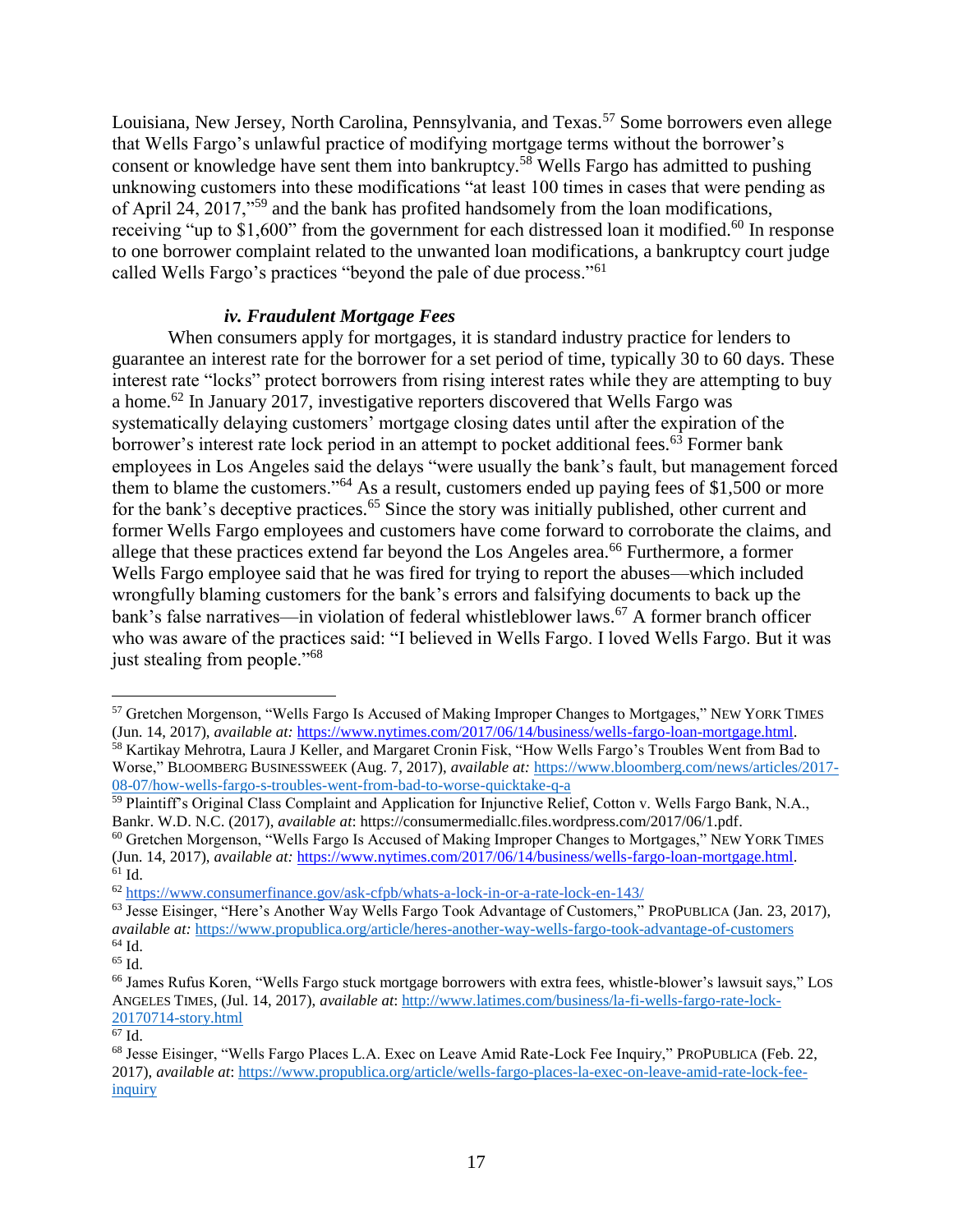Louisiana, New Jersey, North Carolina, Pennsylvania, and Texas.[57] Some borrowers even allege that Wells Fargo's unlawful practice of modifying mortgage terms without the borrower's consent or knowledge have sent them into bankruptcy.[58] Wells Fargo has admitted to pushing unknowing customers into these modifications "at least 100 times in cases that were pending as of April 24, 2017,"[59] and the bank has profited handsomely from the loan modifications, receiving "up to $1,600" from the government for each distressed loan it modified.[60] In response to one borrower complaint related to the unwanted loan modifications, a bankruptcy court judge called Wells Fargo's practices "beyond the pale of due process."[61]

#### *iv. Fraudulent Mortgage Fees*

When consumers apply for mortgages, it is standard industry practice for lenders to guarantee an interest rate for the borrower for a set period of time, typically 30 to 60 days. These interest rate "locks" protect borrowers from rising interest rates while they are attempting to buy a home.[62] In January 2017, investigative reporters discovered that Wells Fargo was systematically delaying customers' mortgage closing dates until after the expiration of the borrower's interest rate lock period in an attempt to pocket additional fees.[63] Former bank employees in Los Angeles said the delays "were usually the bank's fault, but management forced them to blame the customers."[64] As a result, customers ended up paying fees of $1,500 or more for the bank's deceptive practices.[65] Since the story was initially published, other current and former Wells Fargo employees and customers have come forward to corroborate the claims, and allege that these practices extend far beyond the Los Angeles area.[66] Furthermore, a former Wells Fargo employee said that he was fired for trying to report the abuses—which included wrongfully blaming customers for the bank's errors and falsifying documents to back up the bank's false narratives—in violation of federal whistleblower laws.[67] A former branch officer who was aware of the practices said: "I believed in Wells Fargo. I loved Wells Fargo. But it was just stealing from people."[68]

---

[57] Gretchen Morgenson, "Wells Fargo Is Accused of Making Improper Changes to Mortgages," NEW YORK TIMES (Jun. 14, 2017), *available at:* https://www.nytimes.com/2017/06/14/business/wells-fargo-loan-mortgage.html.

[58] Kartikay Mehrotra, Laura J Keller, and Margaret Cronin Fisk, "How Wells Fargo's Troubles Went from Bad to Worse," BLOOMBERG BUSINESSWEEK (Aug. 7, 2017), *available at:* https://www.bloomberg.com/news/articles/2017-08-07/how-wells-fargo-s-troubles-went-from-bad-to-worse-quicktake-q-a

[59] Plaintiff's Original Class Complaint and Application for Injunctive Relief, Cotton v. Wells Fargo Bank, N.A., Bankr. W.D. N.C. (2017), *available at*: https://consumermediallc.files.wordpress.com/2017/06/1.pdf.

[60] Gretchen Morgenson, "Wells Fargo Is Accused of Making Improper Changes to Mortgages," NEW YORK TIMES (Jun. 14, 2017), *available at:* https://www.nytimes.com/2017/06/14/business/wells-fargo-loan-mortgage.html.

[61] Id.

[62] https://www.consumerfinance.gov/ask-cfpb/whats-a-lock-in-or-a-rate-lock-en-143/

[63] Jesse Eisinger, "Here's Another Way Wells Fargo Took Advantage of Customers," PROPUBLICA (Jan. 23, 2017), *available at:* https://www.propublica.org/article/heres-another-way-wells-fargo-took-advantage-of-customers

[64] Id.

[65] Id.

[66] James Rufus Koren, "Wells Fargo stuck mortgage borrowers with extra fees, whistle-blower's lawsuit says," LOS ANGELES TIMES, (Jul. 14, 2017), *available at*: http://www.latimes.com/business/la-fi-wells-fargo-rate-lock-20170714-story.html

[67] Id.

[68] Jesse Eisinger, "Wells Fargo Places L.A. Exec on Leave Amid Rate-Lock Fee Inquiry," PROPUBLICA (Feb. 22, 2017), *available at*: https://www.propublica.org/article/wells-fargo-places-la-exec-on-leave-amid-rate-lock-fee-inquiry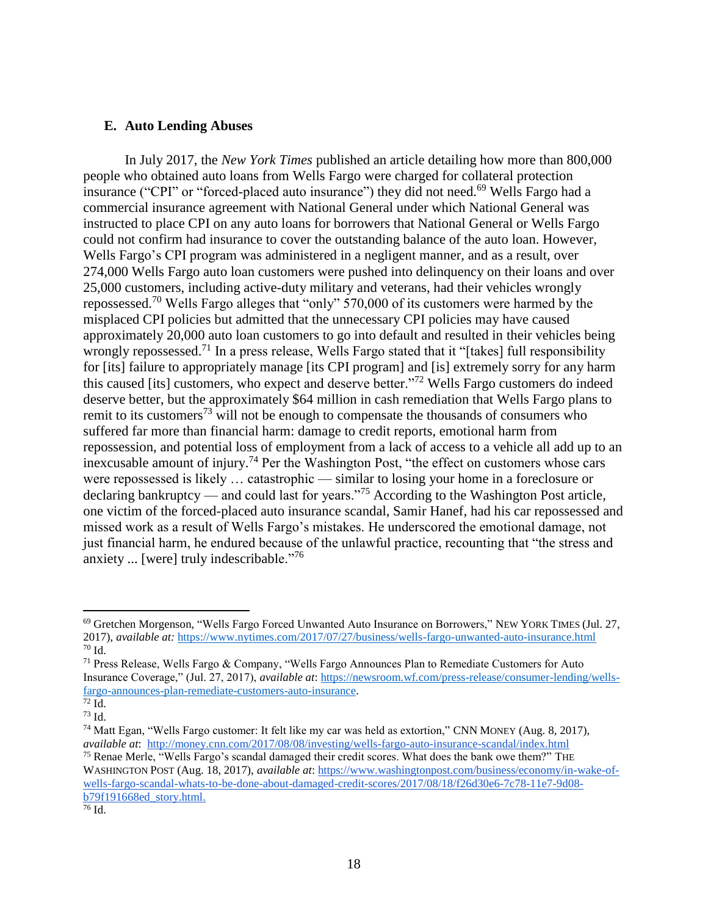### E. Auto Lending Abuses

In July 2017, the *New York Times* published an article detailing how more than 800,000 people who obtained auto loans from Wells Fargo were charged for collateral protection insurance ("CPI" or "forced-placed auto insurance") they did not need.[69] Wells Fargo had a commercial insurance agreement with National General under which National General was instructed to place CPI on any auto loans for borrowers that National General or Wells Fargo could not confirm had insurance to cover the outstanding balance of the auto loan. However, Wells Fargo's CPI program was administered in a negligent manner, and as a result, over 274,000 Wells Fargo auto loan customers were pushed into delinquency on their loans and over 25,000 customers, including active-duty military and veterans, had their vehicles wrongly repossessed.[70] Wells Fargo alleges that "only" 570,000 of its customers were harmed by the misplaced CPI policies but admitted that the unnecessary CPI policies may have caused approximately 20,000 auto loan customers to go into default and resulted in their vehicles being wrongly repossessed.[71] In a press release, Wells Fargo stated that it "[takes] full responsibility for [its] failure to appropriately manage [its CPI program] and [is] extremely sorry for any harm this caused [its] customers, who expect and deserve better."[72] Wells Fargo customers do indeed deserve better, but the approximately $64 million in cash remediation that Wells Fargo plans to remit to its customers[73] will not be enough to compensate the thousands of consumers who suffered far more than financial harm: damage to credit reports, emotional harm from repossession, and potential loss of employment from a lack of access to a vehicle all add up to an inexcusable amount of injury.[74] Per the Washington Post, "the effect on customers whose cars were repossessed is likely … catastrophic — similar to losing your home in a foreclosure or declaring bankruptcy — and could last for years."[75] According to the Washington Post article, one victim of the forced-placed auto insurance scandal, Samir Hanef, had his car repossessed and missed work as a result of Wells Fargo's mistakes. He underscored the emotional damage, not just financial harm, he endured because of the unlawful practice, recounting that "the stress and anxiety ... [were] truly indescribable."[76]

---

[69] Gretchen Morgenson, "Wells Fargo Forced Unwanted Auto Insurance on Borrowers," NEW YORK TIMES (Jul. 27, 2017), *available at:* https://www.nytimes.com/2017/07/27/business/wells-fargo-unwanted-auto-insurance.html

[70] Id.

[71] Press Release, Wells Fargo & Company, "Wells Fargo Announces Plan to Remediate Customers for Auto Insurance Coverage," (Jul. 27, 2017), *available at*: https://newsroom.wf.com/press-release/consumer-lending/wells-fargo-announces-plan-remediate-customers-auto-insurance.

[72] Id.

[73] Id.

[74] Matt Egan, "Wells Fargo customer: It felt like my car was held as extortion," CNN MONEY (Aug. 8, 2017), *available at*: http://money.cnn.com/2017/08/08/investing/wells-fargo-auto-insurance-scandal/index.html

[75] Renae Merle, "Wells Fargo's scandal damaged their credit scores. What does the bank owe them?" THE WASHINGTON POST (Aug. 18, 2017), *available at*: https://www.washingtonpost.com/business/economy/in-wake-of-wells-fargo-scandal-whats-to-be-done-about-damaged-credit-scores/2017/08/18/f26d30e6-7c78-11e7-9d08-b79f191668ed_story.html.

[76] Id.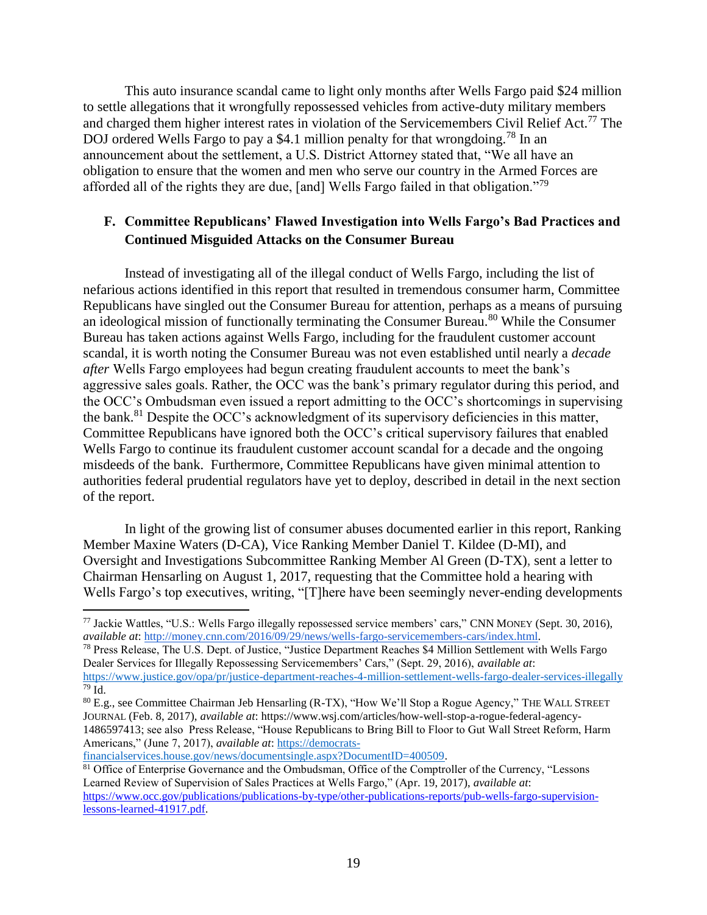This auto insurance scandal came to light only months after Wells Fargo paid $24 million to settle allegations that it wrongfully repossessed vehicles from active-duty military members and charged them higher interest rates in violation of the Servicemembers Civil Relief Act.[77] The DOJ ordered Wells Fargo to pay a $4.1 million penalty for that wrongdoing.[78] In an announcement about the settlement, a U.S. District Attorney stated that, "We all have an obligation to ensure that the women and men who serve our country in the Armed Forces are afforded all of the rights they are due, [and] Wells Fargo failed in that obligation."[79]

### F. Committee Republicans' Flawed Investigation into Wells Fargo's Bad Practices and Continued Misguided Attacks on the Consumer Bureau

Instead of investigating all of the illegal conduct of Wells Fargo, including the list of nefarious actions identified in this report that resulted in tremendous consumer harm, Committee Republicans have singled out the Consumer Bureau for attention, perhaps as a means of pursuing an ideological mission of functionally terminating the Consumer Bureau.[80] While the Consumer Bureau has taken actions against Wells Fargo, including for the fraudulent customer account scandal, it is worth noting the Consumer Bureau was not even established until nearly a *decade after* Wells Fargo employees had begun creating fraudulent accounts to meet the bank's aggressive sales goals. Rather, the OCC was the bank's primary regulator during this period, and the OCC's Ombudsman even issued a report admitting to the OCC's shortcomings in supervising the bank.[81] Despite the OCC's acknowledgment of its supervisory deficiencies in this matter, Committee Republicans have ignored both the OCC's critical supervisory failures that enabled Wells Fargo to continue its fraudulent customer account scandal for a decade and the ongoing misdeeds of the bank. Furthermore, Committee Republicans have given minimal attention to authorities federal prudential regulators have yet to deploy, described in detail in the next section of the report.

In light of the growing list of consumer abuses documented earlier in this report, Ranking Member Maxine Waters (D-CA), Vice Ranking Member Daniel T. Kildee (D-MI), and Oversight and Investigations Subcommittee Ranking Member Al Green (D-TX), sent a letter to Chairman Hensarling on August 1, 2017, requesting that the Committee hold a hearing with Wells Fargo's top executives, writing, "[T]here have been seemingly never-ending developments

---

[77] Jackie Wattles, "U.S.: Wells Fargo illegally repossessed service members' cars," CNN MONEY (Sept. 30, 2016), *available at*: http://money.cnn.com/2016/09/29/news/wells-fargo-servicemembers-cars/index.html.

[78] Press Release, The U.S. Dept. of Justice, "Justice Department Reaches $4 Million Settlement with Wells Fargo Dealer Services for Illegally Repossessing Servicemembers' Cars," (Sept. 29, 2016), *available at*: https://www.justice.gov/opa/pr/justice-department-reaches-4-million-settlement-wells-fargo-dealer-services-illegally

[79] Id.

[80] E.g., see Committee Chairman Jeb Hensarling (R-TX), "How We'll Stop a Rogue Agency," THE WALL STREET JOURNAL (Feb. 8, 2017), *available at*: https://www.wsj.com/articles/how-well-stop-a-rogue-federal-agency-1486597413; see also Press Release, "House Republicans to Bring Bill to Floor to Gut Wall Street Reform, Harm Americans," (June 7, 2017), *available at*: https://democrats-financialservices.house.gov/news/documentsingle.aspx?DocumentID=400509.

[81] Office of Enterprise Governance and the Ombudsman, Office of the Comptroller of the Currency, "Lessons Learned Review of Supervision of Sales Practices at Wells Fargo," (Apr. 19, 2017), *available at*: https://www.occ.gov/publications/publications-by-type/other-publications-reports/pub-wells-fargo-supervision-lessons-learned-41917.pdf.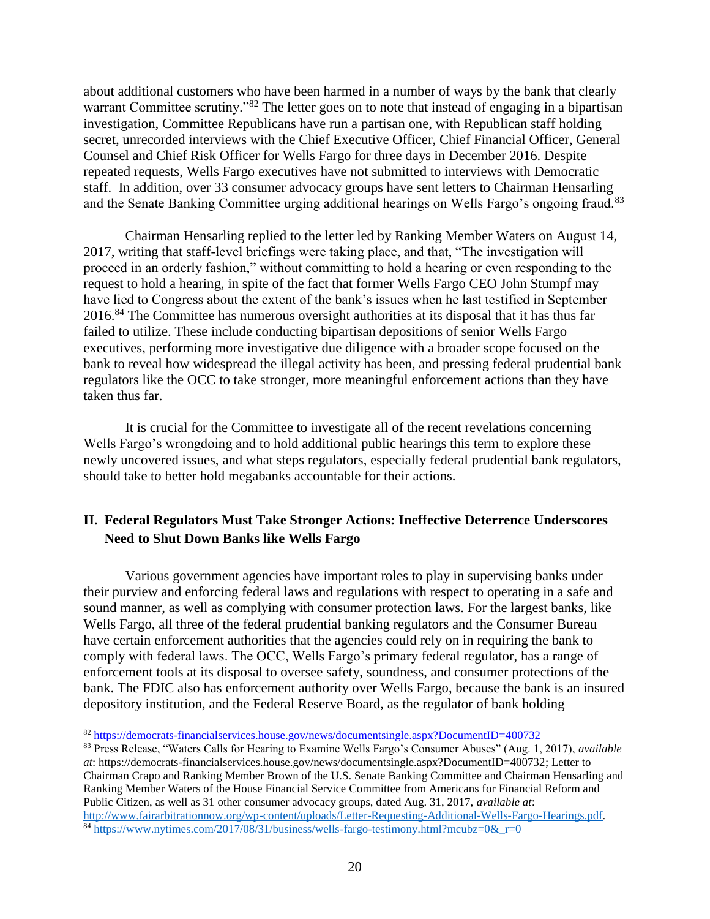about additional customers who have been harmed in a number of ways by the bank that clearly warrant Committee scrutiny."[82] The letter goes on to note that instead of engaging in a bipartisan investigation, Committee Republicans have run a partisan one, with Republican staff holding secret, unrecorded interviews with the Chief Executive Officer, Chief Financial Officer, General Counsel and Chief Risk Officer for Wells Fargo for three days in December 2016. Despite repeated requests, Wells Fargo executives have not submitted to interviews with Democratic staff. In addition, over 33 consumer advocacy groups have sent letters to Chairman Hensarling and the Senate Banking Committee urging additional hearings on Wells Fargo's ongoing fraud.[83]

Chairman Hensarling replied to the letter led by Ranking Member Waters on August 14, 2017, writing that staff-level briefings were taking place, and that, "The investigation will proceed in an orderly fashion," without committing to hold a hearing or even responding to the request to hold a hearing, in spite of the fact that former Wells Fargo CEO John Stumpf may have lied to Congress about the extent of the bank's issues when he last testified in September 2016.[84] The Committee has numerous oversight authorities at its disposal that it has thus far failed to utilize. These include conducting bipartisan depositions of senior Wells Fargo executives, performing more investigative due diligence with a broader scope focused on the bank to reveal how widespread the illegal activity has been, and pressing federal prudential bank regulators like the OCC to take stronger, more meaningful enforcement actions than they have taken thus far.

It is crucial for the Committee to investigate all of the recent revelations concerning Wells Fargo's wrongdoing and to hold additional public hearings this term to explore these newly uncovered issues, and what steps regulators, especially federal prudential bank regulators, should take to better hold megabanks accountable for their actions.

## II. Federal Regulators Must Take Stronger Actions: Ineffective Deterrence Underscores Need to Shut Down Banks like Wells Fargo

Various government agencies have important roles to play in supervising banks under their purview and enforcing federal laws and regulations with respect to operating in a safe and sound manner, as well as complying with consumer protection laws. For the largest banks, like Wells Fargo, all three of the federal prudential banking regulators and the Consumer Bureau have certain enforcement authorities that the agencies could rely on in requiring the bank to comply with federal laws. The OCC, Wells Fargo's primary federal regulator, has a range of enforcement tools at its disposal to oversee safety, soundness, and consumer protections of the bank. The FDIC also has enforcement authority over Wells Fargo, because the bank is an insured depository institution, and the Federal Reserve Board, as the regulator of bank holding

---

[82] https://democrats-financialservices.house.gov/news/documentsingle.aspx?DocumentID=400732

[83] Press Release, "Waters Calls for Hearing to Examine Wells Fargo's Consumer Abuses" (Aug. 1, 2017), *available at*: https://democrats-financialservices.house.gov/news/documentsingle.aspx?DocumentID=400732; Letter to Chairman Crapo and Ranking Member Brown of the U.S. Senate Banking Committee and Chairman Hensarling and Ranking Member Waters of the House Financial Service Committee from Americans for Financial Reform and Public Citizen, as well as 31 other consumer advocacy groups, dated Aug. 31, 2017, *available at*: http://www.fairarbitrationnow.org/wp-content/uploads/Letter-Requesting-Additional-Wells-Fargo-Hearings.pdf.

[84] https://www.nytimes.com/2017/08/31/business/wells-fargo-testimony.html?mcubz=0&_r=0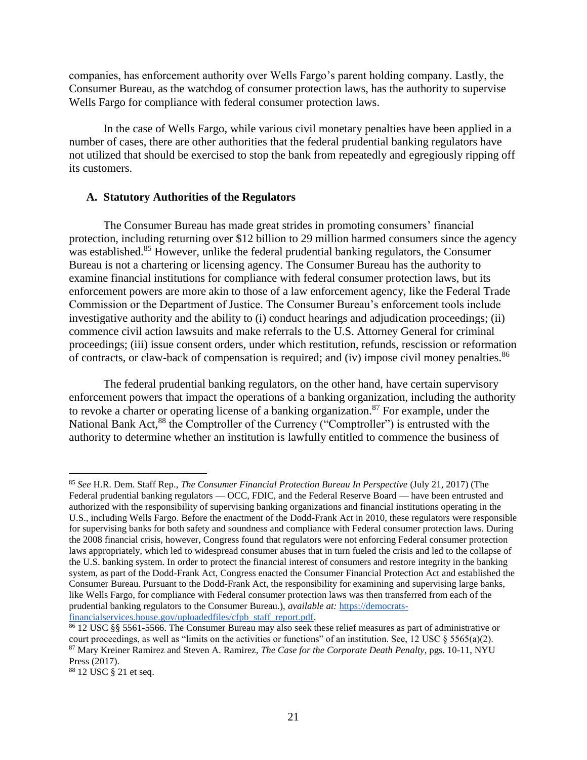companies, has enforcement authority over Wells Fargo's parent holding company. Lastly, the Consumer Bureau, as the watchdog of consumer protection laws, has the authority to supervise Wells Fargo for compliance with federal consumer protection laws.

In the case of Wells Fargo, while various civil monetary penalties have been applied in a number of cases, there are other authorities that the federal prudential banking regulators have not utilized that should be exercised to stop the bank from repeatedly and egregiously ripping off its customers.

### A. Statutory Authorities of the Regulators

The Consumer Bureau has made great strides in promoting consumers' financial protection, including returning over $12 billion to 29 million harmed consumers since the agency was established.[85] However, unlike the federal prudential banking regulators, the Consumer Bureau is not a chartering or licensing agency. The Consumer Bureau has the authority to examine financial institutions for compliance with federal consumer protection laws, but its enforcement powers are more akin to those of a law enforcement agency, like the Federal Trade Commission or the Department of Justice. The Consumer Bureau's enforcement tools include investigative authority and the ability to (i) conduct hearings and adjudication proceedings; (ii) commence civil action lawsuits and make referrals to the U.S. Attorney General for criminal proceedings; (iii) issue consent orders, under which restitution, refunds, rescission or reformation of contracts, or claw-back of compensation is required; and (iv) impose civil money penalties.[86]

The federal prudential banking regulators, on the other hand, have certain supervisory enforcement powers that impact the operations of a banking organization, including the authority to revoke a charter or operating license of a banking organization.[87] For example, under the National Bank Act,[88] the Comptroller of the Currency ("Comptroller") is entrusted with the authority to determine whether an institution is lawfully entitled to commence the business of

---

[85] *See* H.R. Dem. Staff Rep., *The Consumer Financial Protection Bureau In Perspective* (July 21, 2017) (The Federal prudential banking regulators — OCC, FDIC, and the Federal Reserve Board — have been entrusted and authorized with the responsibility of supervising banking organizations and financial institutions operating in the U.S., including Wells Fargo. Before the enactment of the Dodd-Frank Act in 2010, these regulators were responsible for supervising banks for both safety and soundness and compliance with Federal consumer protection laws. During the 2008 financial crisis, however, Congress found that regulators were not enforcing Federal consumer protection laws appropriately, which led to widespread consumer abuses that in turn fueled the crisis and led to the collapse of the U.S. banking system. In order to protect the financial interest of consumers and restore integrity in the banking system, as part of the Dodd-Frank Act, Congress enacted the Consumer Financial Protection Act and established the Consumer Bureau. Pursuant to the Dodd-Frank Act, the responsibility for examining and supervising large banks, like Wells Fargo, for compliance with Federal consumer protection laws was then transferred from each of the prudential banking regulators to the Consumer Bureau.), *available at:* [https://democrats-financialservices.house.gov/uploadedfiles/cfpb_staff_report.pdf](https://democrats-financialservices.house.gov/uploadedfiles/cfpb_staff_report.pdf).

[86] 12 USC §§ 5561-5566. The Consumer Bureau may also seek these relief measures as part of administrative or court proceedings, as well as "limits on the activities or functions" of an institution. See, 12 USC § 5565(a)(2).

[87] Mary Kreiner Ramirez and Steven A. Ramirez, *The Case for the Corporate Death Penalty*, pgs. 10-11, NYU Press (2017).

[88] 12 USC § 21 et seq.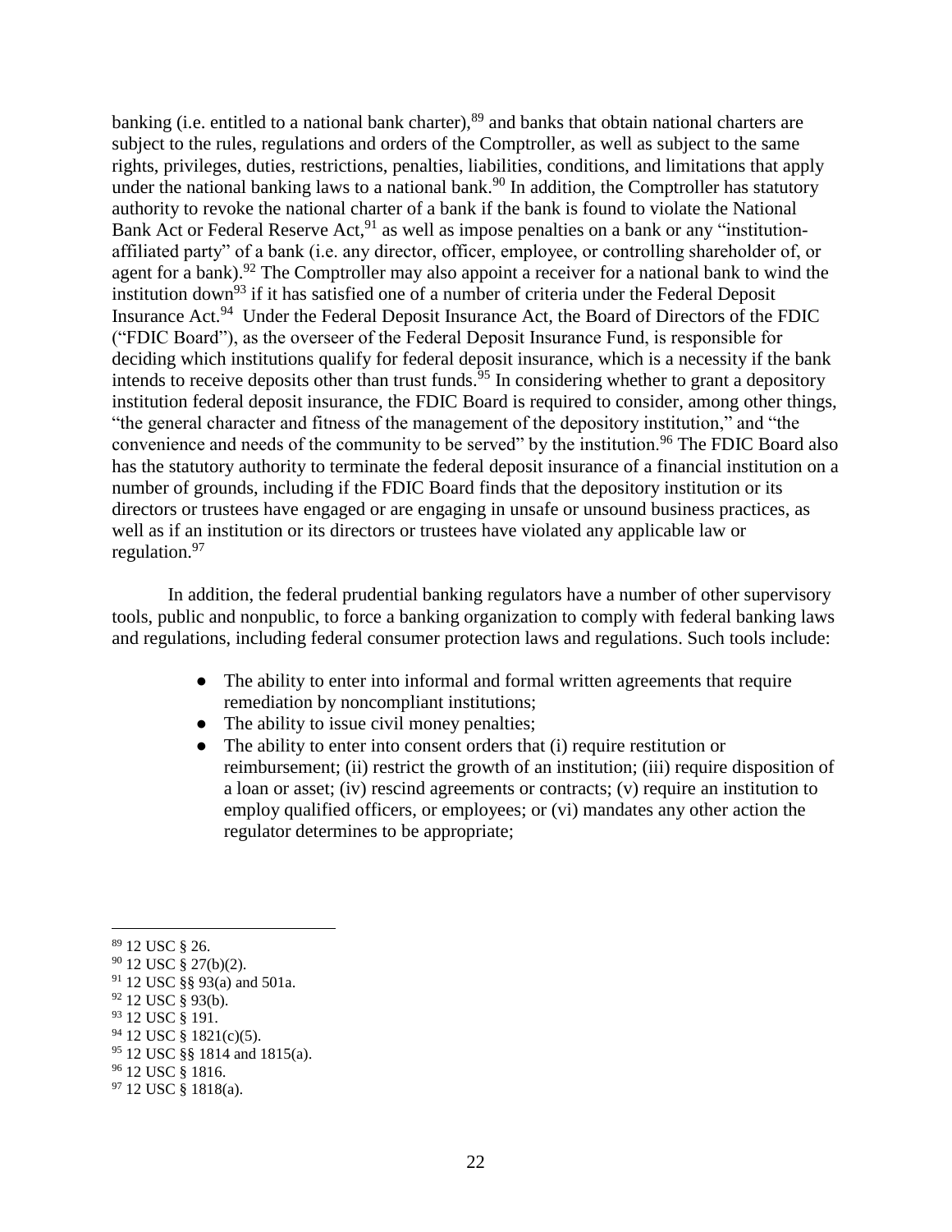banking (i.e. entitled to a national bank charter),[89] and banks that obtain national charters are subject to the rules, regulations and orders of the Comptroller, as well as subject to the same rights, privileges, duties, restrictions, penalties, liabilities, conditions, and limitations that apply under the national banking laws to a national bank.[90] In addition, the Comptroller has statutory authority to revoke the national charter of a bank if the bank is found to violate the National Bank Act or Federal Reserve Act,[91] as well as impose penalties on a bank or any "institution-affiliated party" of a bank (i.e. any director, officer, employee, or controlling shareholder of, or agent for a bank).[92] The Comptroller may also appoint a receiver for a national bank to wind the institution down[93] if it has satisfied one of a number of criteria under the Federal Deposit Insurance Act.[94] Under the Federal Deposit Insurance Act, the Board of Directors of the FDIC ("FDIC Board"), as the overseer of the Federal Deposit Insurance Fund, is responsible for deciding which institutions qualify for federal deposit insurance, which is a necessity if the bank intends to receive deposits other than trust funds.[95] In considering whether to grant a depository institution federal deposit insurance, the FDIC Board is required to consider, among other things, "the general character and fitness of the management of the depository institution," and "the convenience and needs of the community to be served" by the institution.[96] The FDIC Board also has the statutory authority to terminate the federal deposit insurance of a financial institution on a number of grounds, including if the FDIC Board finds that the depository institution or its directors or trustees have engaged or are engaging in unsafe or unsound business practices, as well as if an institution or its directors or trustees have violated any applicable law or regulation.[97]

In addition, the federal prudential banking regulators have a number of other supervisory tools, public and nonpublic, to force a banking organization to comply with federal banking laws and regulations, including federal consumer protection laws and regulations. Such tools include:

- The ability to enter into informal and formal written agreements that require remediation by noncompliant institutions;
- The ability to issue civil money penalties;
- The ability to enter into consent orders that (i) require restitution or reimbursement; (ii) restrict the growth of an institution; (iii) require disposition of a loan or asset; (iv) rescind agreements or contracts; (v) require an institution to employ qualified officers, or employees; or (vi) mandates any other action the regulator determines to be appropriate;

---

[89] 12 USC § 26.

[90] 12 USC § 27(b)(2).

[91] 12 USC §§ 93(a) and 501a.

[92] 12 USC § 93(b).

[93] 12 USC § 191.

[94] 12 USC § 1821(c)(5).

[95] 12 USC §§ 1814 and 1815(a).

[96] 12 USC § 1816.

[97] 12 USC § 1818(a).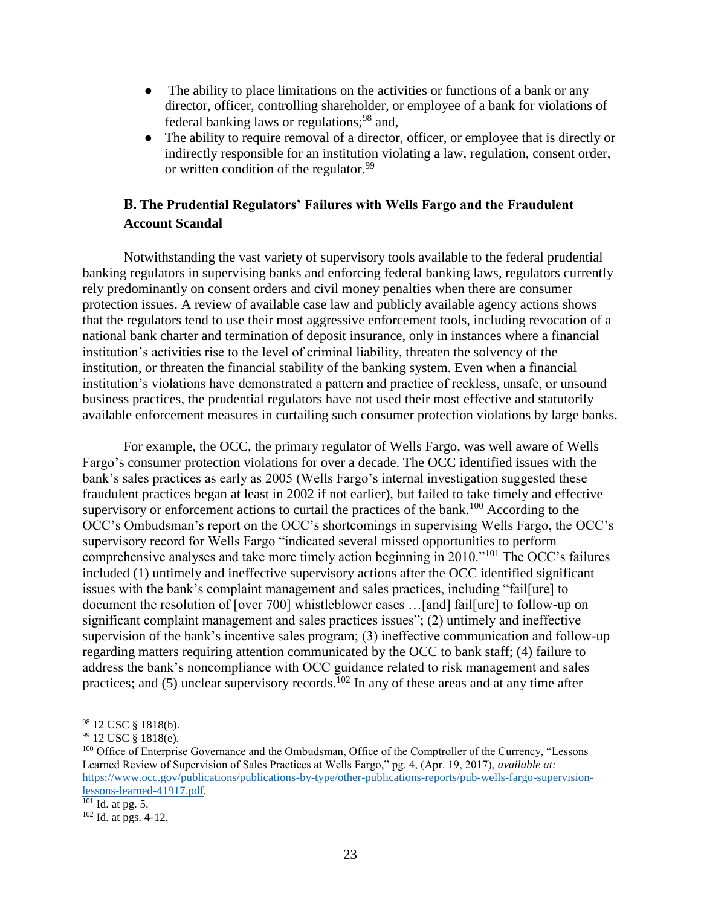- The ability to place limitations on the activities or functions of a bank or any director, officer, controlling shareholder, or employee of a bank for violations of federal banking laws or regulations;[98] and,
- The ability to require removal of a director, officer, or employee that is directly or indirectly responsible for an institution violating a law, regulation, consent order, or written condition of the regulator.[99]

## B. The Prudential Regulators' Failures with Wells Fargo and the Fraudulent Account Scandal

Notwithstanding the vast variety of supervisory tools available to the federal prudential banking regulators in supervising banks and enforcing federal banking laws, regulators currently rely predominantly on consent orders and civil money penalties when there are consumer protection issues. A review of available case law and publicly available agency actions shows that the regulators tend to use their most aggressive enforcement tools, including revocation of a national bank charter and termination of deposit insurance, only in instances where a financial institution's activities rise to the level of criminal liability, threaten the solvency of the institution, or threaten the financial stability of the banking system. Even when a financial institution's violations have demonstrated a pattern and practice of reckless, unsafe, or unsound business practices, the prudential regulators have not used their most effective and statutorily available enforcement measures in curtailing such consumer protection violations by large banks.

For example, the OCC, the primary regulator of Wells Fargo, was well aware of Wells Fargo's consumer protection violations for over a decade. The OCC identified issues with the bank's sales practices as early as 2005 (Wells Fargo's internal investigation suggested these fraudulent practices began at least in 2002 if not earlier), but failed to take timely and effective supervisory or enforcement actions to curtail the practices of the bank.[100] According to the OCC's Ombudsman's report on the OCC's shortcomings in supervising Wells Fargo, the OCC's supervisory record for Wells Fargo "indicated several missed opportunities to perform comprehensive analyses and take more timely action beginning in 2010."[101] The OCC's failures included (1) untimely and ineffective supervisory actions after the OCC identified significant issues with the bank's complaint management and sales practices, including "fail[ure] to document the resolution of [over 700] whistleblower cases …[and] fail[ure] to follow-up on significant complaint management and sales practices issues"; (2) untimely and ineffective supervision of the bank's incentive sales program; (3) ineffective communication and follow-up regarding matters requiring attention communicated by the OCC to bank staff; (4) failure to address the bank's noncompliance with OCC guidance related to risk management and sales practices; and (5) unclear supervisory records.[102] In any of these areas and at any time after

---

[98] 12 USC § 1818(b).

[99] 12 USC § 1818(e).

[100] Office of Enterprise Governance and the Ombudsman, Office of the Comptroller of the Currency, "Lessons Learned Review of Supervision of Sales Practices at Wells Fargo," pg. 4, (Apr. 19, 2017), *available at:* https://www.occ.gov/publications/publications-by-type/other-publications-reports/pub-wells-fargo-supervision-lessons-learned-41917.pdf.

[101] Id. at pg. 5.

[102] Id. at pgs. 4-12.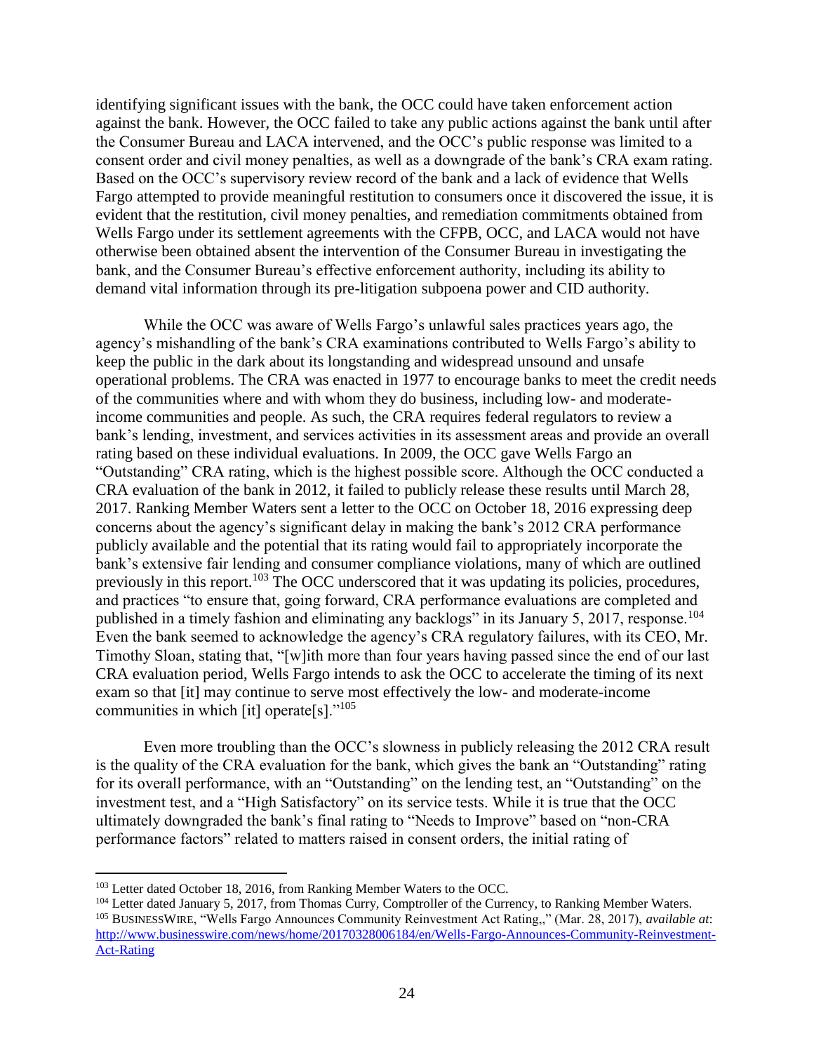identifying significant issues with the bank, the OCC could have taken enforcement action against the bank. However, the OCC failed to take any public actions against the bank until after the Consumer Bureau and LACA intervened, and the OCC's public response was limited to a consent order and civil money penalties, as well as a downgrade of the bank's CRA exam rating. Based on the OCC's supervisory review record of the bank and a lack of evidence that Wells Fargo attempted to provide meaningful restitution to consumers once it discovered the issue, it is evident that the restitution, civil money penalties, and remediation commitments obtained from Wells Fargo under its settlement agreements with the CFPB, OCC, and LACA would not have otherwise been obtained absent the intervention of the Consumer Bureau in investigating the bank, and the Consumer Bureau's effective enforcement authority, including its ability to demand vital information through its pre-litigation subpoena power and CID authority.

While the OCC was aware of Wells Fargo's unlawful sales practices years ago, the agency's mishandling of the bank's CRA examinations contributed to Wells Fargo's ability to keep the public in the dark about its longstanding and widespread unsound and unsafe operational problems. The CRA was enacted in 1977 to encourage banks to meet the credit needs of the communities where and with whom they do business, including low- and moderate-income communities and people. As such, the CRA requires federal regulators to review a bank's lending, investment, and services activities in its assessment areas and provide an overall rating based on these individual evaluations. In 2009, the OCC gave Wells Fargo an "Outstanding" CRA rating, which is the highest possible score. Although the OCC conducted a CRA evaluation of the bank in 2012, it failed to publicly release these results until March 28, 2017. Ranking Member Waters sent a letter to the OCC on October 18, 2016 expressing deep concerns about the agency's significant delay in making the bank's 2012 CRA performance publicly available and the potential that its rating would fail to appropriately incorporate the bank's extensive fair lending and consumer compliance violations, many of which are outlined previously in this report.[103] The OCC underscored that it was updating its policies, procedures, and practices "to ensure that, going forward, CRA performance evaluations are completed and published in a timely fashion and eliminating any backlogs" in its January 5, 2017, response.[104] Even the bank seemed to acknowledge the agency's CRA regulatory failures, with its CEO, Mr. Timothy Sloan, stating that, "[w]ith more than four years having passed since the end of our last CRA evaluation period, Wells Fargo intends to ask the OCC to accelerate the timing of its next exam so that [it] may continue to serve most effectively the low- and moderate-income communities in which [it] operate[s]."[105]

Even more troubling than the OCC's slowness in publicly releasing the 2012 CRA result is the quality of the CRA evaluation for the bank, which gives the bank an "Outstanding" rating for its overall performance, with an "Outstanding" on the lending test, an "Outstanding" on the investment test, and a "High Satisfactory" on its service tests. While it is true that the OCC ultimately downgraded the bank's final rating to "Needs to Improve" based on "non-CRA performance factors" related to matters raised in consent orders, the initial rating of

---

[103] Letter dated October 18, 2016, from Ranking Member Waters to the OCC.

[104] Letter dated January 5, 2017, from Thomas Curry, Comptroller of the Currency, to Ranking Member Waters.

[105] BUSINESSWIRE, "Wells Fargo Announces Community Reinvestment Act Rating,," (Mar. 28, 2017), *available at*: http://www.businesswire.com/news/home/20170328006184/en/Wells-Fargo-Announces-Community-Reinvestment-Act-Rating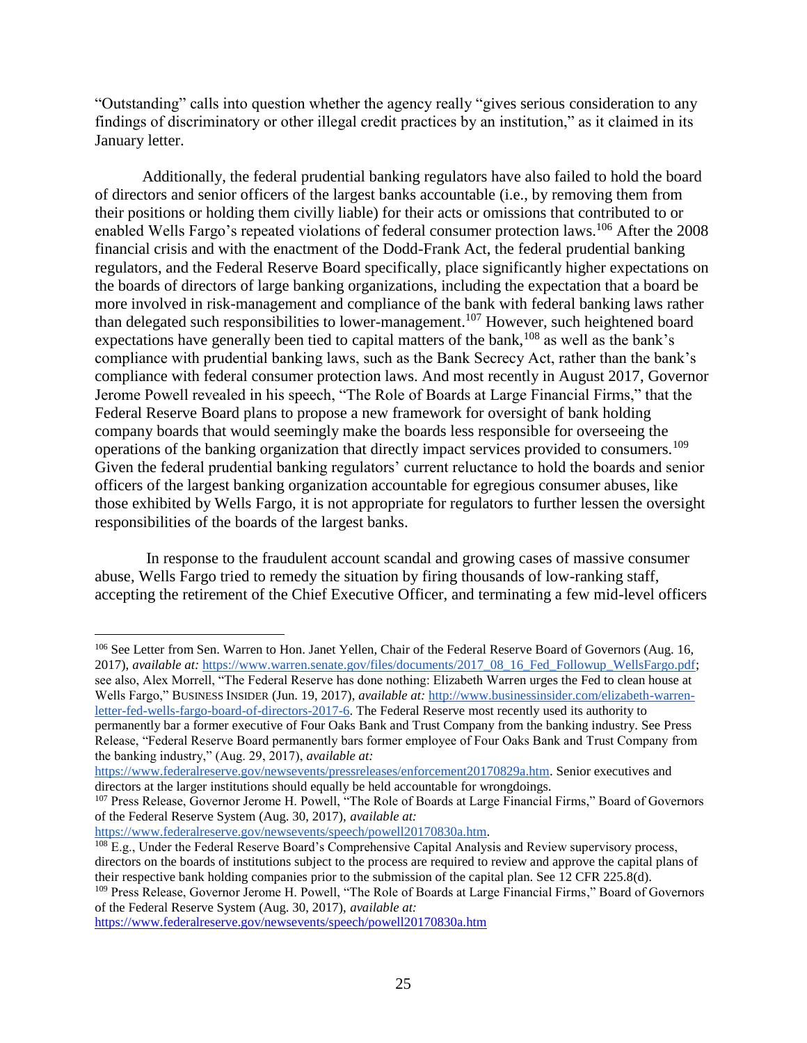"Outstanding" calls into question whether the agency really "gives serious consideration to any findings of discriminatory or other illegal credit practices by an institution," as it claimed in its January letter.

Additionally, the federal prudential banking regulators have also failed to hold the board of directors and senior officers of the largest banks accountable (i.e., by removing them from their positions or holding them civilly liable) for their acts or omissions that contributed to or enabled Wells Fargo's repeated violations of federal consumer protection laws.[106] After the 2008 financial crisis and with the enactment of the Dodd-Frank Act, the federal prudential banking regulators, and the Federal Reserve Board specifically, place significantly higher expectations on the boards of directors of large banking organizations, including the expectation that a board be more involved in risk-management and compliance of the bank with federal banking laws rather than delegated such responsibilities to lower-management.[107] However, such heightened board expectations have generally been tied to capital matters of the bank,[108] as well as the bank's compliance with prudential banking laws, such as the Bank Secrecy Act, rather than the bank's compliance with federal consumer protection laws. And most recently in August 2017, Governor Jerome Powell revealed in his speech, "The Role of Boards at Large Financial Firms," that the Federal Reserve Board plans to propose a new framework for oversight of bank holding company boards that would seemingly make the boards less responsible for overseeing the operations of the banking organization that directly impact services provided to consumers.[109] Given the federal prudential banking regulators' current reluctance to hold the boards and senior officers of the largest banking organization accountable for egregious consumer abuses, like those exhibited by Wells Fargo, it is not appropriate for regulators to further lessen the oversight responsibilities of the boards of the largest banks.

In response to the fraudulent account scandal and growing cases of massive consumer abuse, Wells Fargo tried to remedy the situation by firing thousands of low-ranking staff, accepting the retirement of the Chief Executive Officer, and terminating a few mid-level officers

---

[106] See Letter from Sen. Warren to Hon. Janet Yellen, Chair of the Federal Reserve Board of Governors (Aug. 16, 2017), *available at:* https://www.warren.senate.gov/files/documents/2017_08_16_Fed_Followup_WellsFargo.pdf; see also, Alex Morrell, "The Federal Reserve has done nothing: Elizabeth Warren urges the Fed to clean house at Wells Fargo," BUSINESS INSIDER (Jun. 19, 2017), *available at:* http://www.businessinsider.com/elizabeth-warren-letter-fed-wells-fargo-board-of-directors-2017-6. The Federal Reserve most recently used its authority to permanently bar a former executive of Four Oaks Bank and Trust Company from the banking industry. See Press Release, "Federal Reserve Board permanently bars former employee of Four Oaks Bank and Trust Company from the banking industry," (Aug. 29, 2017), *available at:* https://www.federalreserve.gov/newsevents/pressreleases/enforcement20170829a.htm. Senior executives and directors at the larger institutions should equally be held accountable for wrongdoings.

[107] Press Release, Governor Jerome H. Powell, "The Role of Boards at Large Financial Firms," Board of Governors of the Federal Reserve System (Aug. 30, 2017), *available at:* https://www.federalreserve.gov/newsevents/speech/powell20170830a.htm.

[108] E.g., Under the Federal Reserve Board's Comprehensive Capital Analysis and Review supervisory process, directors on the boards of institutions subject to the process are required to review and approve the capital plans of their respective bank holding companies prior to the submission of the capital plan. See 12 CFR 225.8(d).

[109] Press Release, Governor Jerome H. Powell, "The Role of Boards at Large Financial Firms," Board of Governors of the Federal Reserve System (Aug. 30, 2017), *available at:* https://www.federalreserve.gov/newsevents/speech/powell20170830a.htm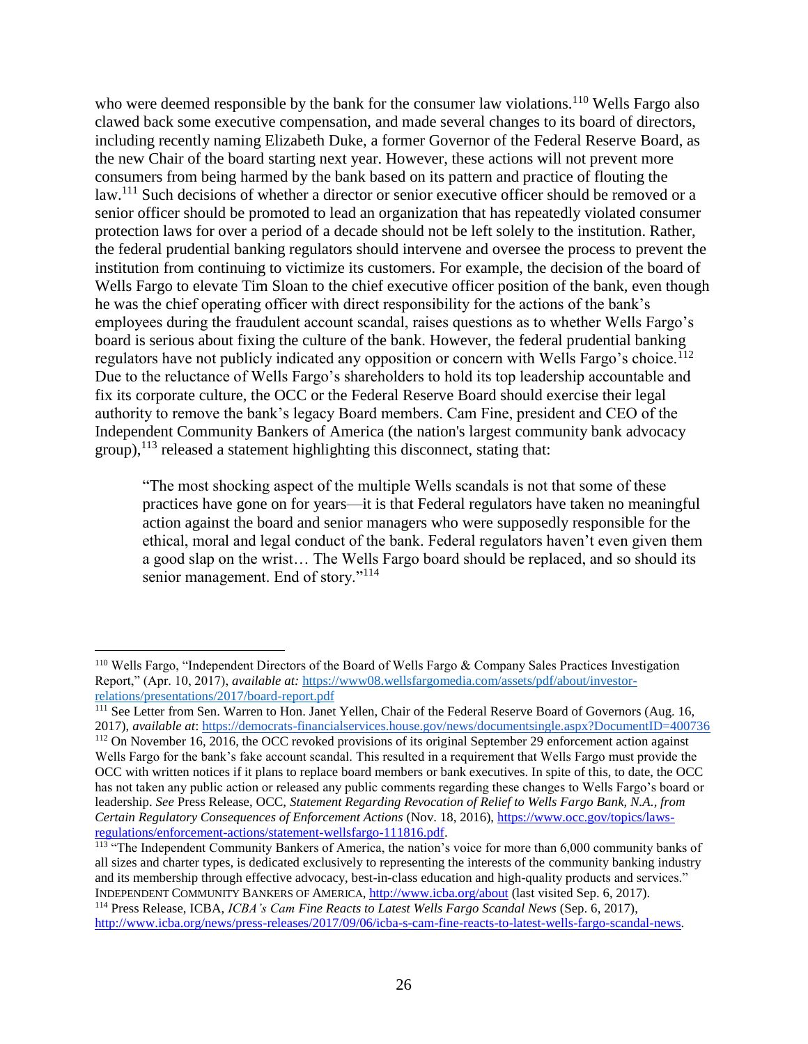who were deemed responsible by the bank for the consumer law violations.[110] Wells Fargo also clawed back some executive compensation, and made several changes to its board of directors, including recently naming Elizabeth Duke, a former Governor of the Federal Reserve Board, as the new Chair of the board starting next year. However, these actions will not prevent more consumers from being harmed by the bank based on its pattern and practice of flouting the law.[111] Such decisions of whether a director or senior executive officer should be removed or a senior officer should be promoted to lead an organization that has repeatedly violated consumer protection laws for over a period of a decade should not be left solely to the institution. Rather, the federal prudential banking regulators should intervene and oversee the process to prevent the institution from continuing to victimize its customers. For example, the decision of the board of Wells Fargo to elevate Tim Sloan to the chief executive officer position of the bank, even though he was the chief operating officer with direct responsibility for the actions of the bank's employees during the fraudulent account scandal, raises questions as to whether Wells Fargo's board is serious about fixing the culture of the bank. However, the federal prudential banking regulators have not publicly indicated any opposition or concern with Wells Fargo's choice.[112] Due to the reluctance of Wells Fargo's shareholders to hold its top leadership accountable and fix its corporate culture, the OCC or the Federal Reserve Board should exercise their legal authority to remove the bank's legacy Board members. Cam Fine, president and CEO of the Independent Community Bankers of America (the nation's largest community bank advocacy group),[113] released a statement highlighting this disconnect, stating that:

> "The most shocking aspect of the multiple Wells scandals is not that some of these practices have gone on for years—it is that Federal regulators have taken no meaningful action against the board and senior managers who were supposedly responsible for the ethical, moral and legal conduct of the bank. Federal regulators haven't even given them a good slap on the wrist… The Wells Fargo board should be replaced, and so should its senior management. End of story."[114]

---

[110] Wells Fargo, "Independent Directors of the Board of Wells Fargo & Company Sales Practices Investigation Report," (Apr. 10, 2017), *available at:* https://www08.wellsfargomedia.com/assets/pdf/about/investor-relations/presentations/2017/board-report.pdf

[111] See Letter from Sen. Warren to Hon. Janet Yellen, Chair of the Federal Reserve Board of Governors (Aug. 16, 2017), *available at*: https://democrats-financialservices.house.gov/news/documentsingle.aspx?DocumentID=400736

[112] On November 16, 2016, the OCC revoked provisions of its original September 29 enforcement action against Wells Fargo for the bank's fake account scandal. This resulted in a requirement that Wells Fargo must provide the OCC with written notices if it plans to replace board members or bank executives. In spite of this, to date, the OCC has not taken any public action or released any public comments regarding these changes to Wells Fargo's board or leadership. *See* Press Release, OCC, *Statement Regarding Revocation of Relief to Wells Fargo Bank, N.A., from Certain Regulatory Consequences of Enforcement Actions* (Nov. 18, 2016), https://www.occ.gov/topics/laws-regulations/enforcement-actions/statement-wellsfargo-111816.pdf.

[113] "The Independent Community Bankers of America, the nation's voice for more than 6,000 community banks of all sizes and charter types, is dedicated exclusively to representing the interests of the community banking industry and its membership through effective advocacy, best-in-class education and high-quality products and services." INDEPENDENT COMMUNITY BANKERS OF AMERICA, http://www.icba.org/about (last visited Sep. 6, 2017).

[114] Press Release, ICBA, *ICBA's Cam Fine Reacts to Latest Wells Fargo Scandal News* (Sep. 6, 2017), http://www.icba.org/news/press-releases/2017/09/06/icba-s-cam-fine-reacts-to-latest-wells-fargo-scandal-news.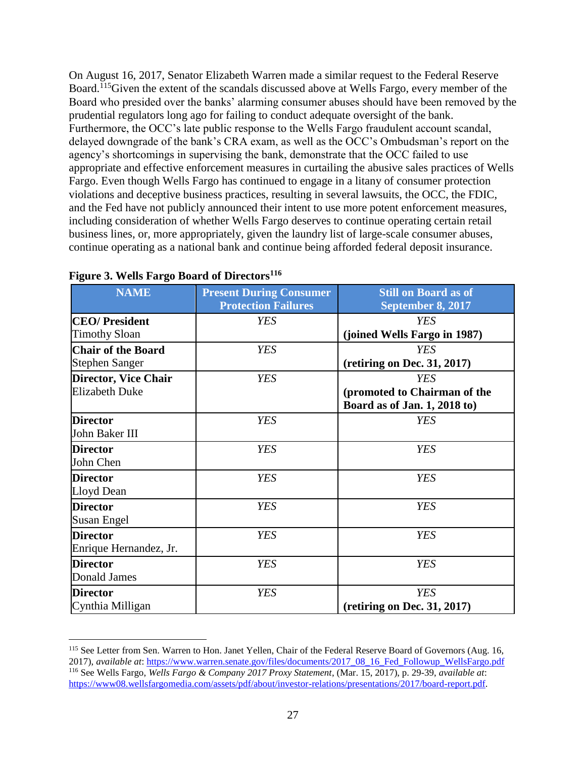On August 16, 2017, Senator Elizabeth Warren made a similar request to the Federal Reserve Board.[115]Given the extent of the scandals discussed above at Wells Fargo, every member of the Board who presided over the banks' alarming consumer abuses should have been removed by the prudential regulators long ago for failing to conduct adequate oversight of the bank. Furthermore, the OCC's late public response to the Wells Fargo fraudulent account scandal, delayed downgrade of the bank's CRA exam, as well as the OCC's Ombudsman's report on the agency's shortcomings in supervising the bank, demonstrate that the OCC failed to use appropriate and effective enforcement measures in curtailing the abusive sales practices of Wells Fargo. Even though Wells Fargo has continued to engage in a litany of consumer protection violations and deceptive business practices, resulting in several lawsuits, the OCC, the FDIC, and the Fed have not publicly announced their intent to use more potent enforcement measures, including consideration of whether Wells Fargo deserves to continue operating certain retail business lines, or, more appropriately, given the laundry list of large-scale consumer abuses, continue operating as a national bank and continue being afforded federal deposit insurance.

**Figure 3. Wells Fargo Board of Directors[116]**

| NAME | Present During Consumer Protection Failures | Still on Board as of September 8, 2017 |
|---|---|---|
| **CEO/ President** Timothy Sloan | *YES* | *YES* **(joined Wells Fargo in 1987)** |
| **Chair of the Board** Stephen Sanger | *YES* | *YES* **(retiring on Dec. 31, 2017)** |
| **Director, Vice Chair** Elizabeth Duke | *YES* | *YES* **(promoted to Chairman of the Board as of Jan. 1, 2018 to)** |
| **Director** John Baker III | *YES* | *YES* |
| **Director** John Chen | *YES* | *YES* |
| **Director** Lloyd Dean | *YES* | *YES* |
| **Director** Susan Engel | *YES* | *YES* |
| **Director** Enrique Hernandez, Jr. | *YES* | *YES* |
| **Director** Donald James | *YES* | *YES* |
| **Director** Cynthia Milligan | *YES* | *YES* **(retiring on Dec. 31, 2017)** |

---

[115] See Letter from Sen. Warren to Hon. Janet Yellen, Chair of the Federal Reserve Board of Governors (Aug. 16, 2017), *available at*: https://www.warren.senate.gov/files/documents/2017_08_16_Fed_Followup_WellsFargo.pdf

[116] See Wells Fargo, *Wells Fargo & Company 2017 Proxy Statement*, (Mar. 15, 2017), p. 29-39, *available at*: https://www08.wellsfargomedia.com/assets/pdf/about/investor-relations/presentations/2017/board-report.pdf.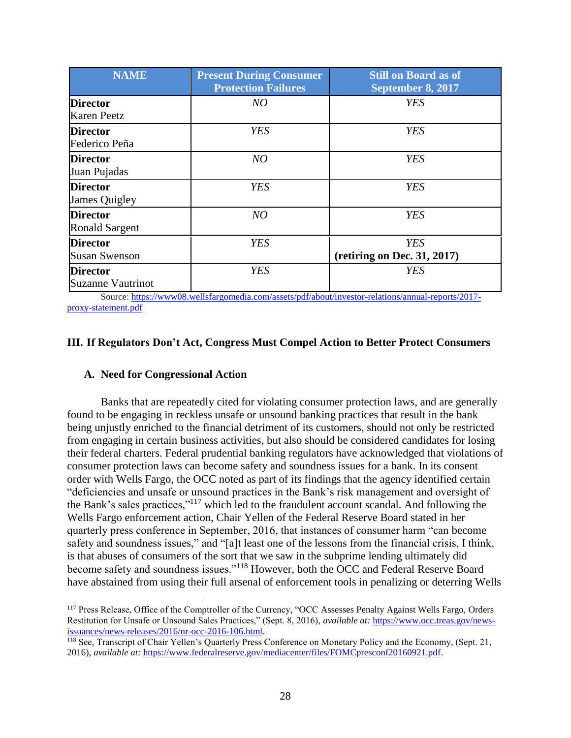| NAME | Present During Consumer Protection Failures | Still on Board as of September 8, 2017 |
|---|---|---|
| **Director** Karen Peetz | *NO* | *YES* |
| **Director** Federico Peña | *YES* | *YES* |
| **Director** Juan Pujadas | *NO* | *YES* |
| **Director** James Quigley | *YES* | *YES* |
| **Director** Ronald Sargent | *NO* | *YES* |
| **Director** Susan Swenson | *YES* | *YES* **(retiring on Dec. 31, 2017)** |
| **Director** Suzanne Vautrinot | *YES* | *YES* |

Source: https://www08.wellsfargomedia.com/assets/pdf/about/investor-relations/annual-reports/2017-proxy-statement.pdf

## III. If Regulators Don't Act, Congress Must Compel Action to Better Protect Consumers

### A. Need for Congressional Action

Banks that are repeatedly cited for violating consumer protection laws, and are generally found to be engaging in reckless unsafe or unsound banking practices that result in the bank being unjustly enriched to the financial detriment of its customers, should not only be restricted from engaging in certain business activities, but also should be considered candidates for losing their federal charters. Federal prudential banking regulators have acknowledged that violations of consumer protection laws can become safety and soundness issues for a bank. In its consent order with Wells Fargo, the OCC noted as part of its findings that the agency identified certain "deficiencies and unsafe or unsound practices in the Bank's risk management and oversight of the Bank's sales practices,"[117] which led to the fraudulent account scandal. And following the Wells Fargo enforcement action, Chair Yellen of the Federal Reserve Board stated in her quarterly press conference in September, 2016, that instances of consumer harm "can become safety and soundness issues," and "[a]t least one of the lessons from the financial crisis, I think, is that abuses of consumers of the sort that we saw in the subprime lending ultimately did become safety and soundness issues."[118] However, both the OCC and Federal Reserve Board have abstained from using their full arsenal of enforcement tools in penalizing or deterring Wells

---

[117] Press Release, Office of the Comptroller of the Currency, "OCC Assesses Penalty Against Wells Fargo, Orders Restitution for Unsafe or Unsound Sales Practices," (Sept. 8, 2016), *available at:* https://www.occ.treas.gov/news-issuances/news-releases/2016/nr-occ-2016-106.html.

[118] See, Transcript of Chair Yellen's Quarterly Press Conference on Monetary Policy and the Economy, (Sept. 21, 2016), *available at:* https://www.federalreserve.gov/mediacenter/files/FOMCpresconf20160921.pdf.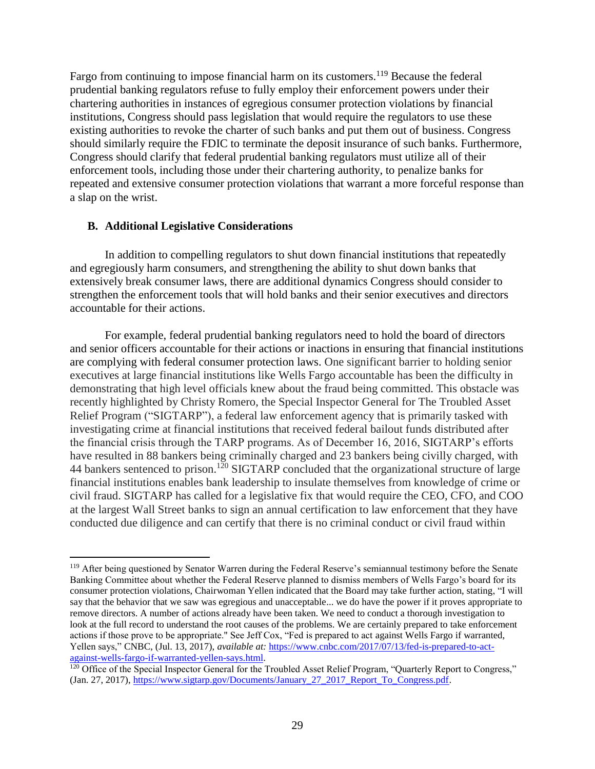Fargo from continuing to impose financial harm on its customers.[119] Because the federal prudential banking regulators refuse to fully employ their enforcement powers under their chartering authorities in instances of egregious consumer protection violations by financial institutions, Congress should pass legislation that would require the regulators to use these existing authorities to revoke the charter of such banks and put them out of business. Congress should similarly require the FDIC to terminate the deposit insurance of such banks. Furthermore, Congress should clarify that federal prudential banking regulators must utilize all of their enforcement tools, including those under their chartering authority, to penalize banks for repeated and extensive consumer protection violations that warrant a more forceful response than a slap on the wrist.

### B. Additional Legislative Considerations

In addition to compelling regulators to shut down financial institutions that repeatedly and egregiously harm consumers, and strengthening the ability to shut down banks that extensively break consumer laws, there are additional dynamics Congress should consider to strengthen the enforcement tools that will hold banks and their senior executives and directors accountable for their actions.

For example, federal prudential banking regulators need to hold the board of directors and senior officers accountable for their actions or inactions in ensuring that financial institutions are complying with federal consumer protection laws. One significant barrier to holding senior executives at large financial institutions like Wells Fargo accountable has been the difficulty in demonstrating that high level officials knew about the fraud being committed. This obstacle was recently highlighted by Christy Romero, the Special Inspector General for The Troubled Asset Relief Program ("SIGTARP"), a federal law enforcement agency that is primarily tasked with investigating crime at financial institutions that received federal bailout funds distributed after the financial crisis through the TARP programs. As of December 16, 2016, SIGTARP's efforts have resulted in 88 bankers being criminally charged and 23 bankers being civilly charged, with 44 bankers sentenced to prison.[120] SIGTARP concluded that the organizational structure of large financial institutions enables bank leadership to insulate themselves from knowledge of crime or civil fraud. SIGTARP has called for a legislative fix that would require the CEO, CFO, and COO at the largest Wall Street banks to sign an annual certification to law enforcement that they have conducted due diligence and can certify that there is no criminal conduct or civil fraud within

---

[119] After being questioned by Senator Warren during the Federal Reserve's semiannual testimony before the Senate Banking Committee about whether the Federal Reserve planned to dismiss members of Wells Fargo's board for its consumer protection violations, Chairwoman Yellen indicated that the Board may take further action, stating, "I will say that the behavior that we saw was egregious and unacceptable... we do have the power if it proves appropriate to remove directors. A number of actions already have been taken. We need to conduct a thorough investigation to look at the full record to understand the root causes of the problems. We are certainly prepared to take enforcement actions if those prove to be appropriate." See Jeff Cox, "Fed is prepared to act against Wells Fargo if warranted, Yellen says," CNBC, (Jul. 13, 2017), *available at:* https://www.cnbc.com/2017/07/13/fed-is-prepared-to-act-against-wells-fargo-if-warranted-yellen-says.html.

[120] Office of the Special Inspector General for the Troubled Asset Relief Program, "Quarterly Report to Congress," (Jan. 27, 2017), https://www.sigtarp.gov/Documents/January_27_2017_Report_To_Congress.pdf.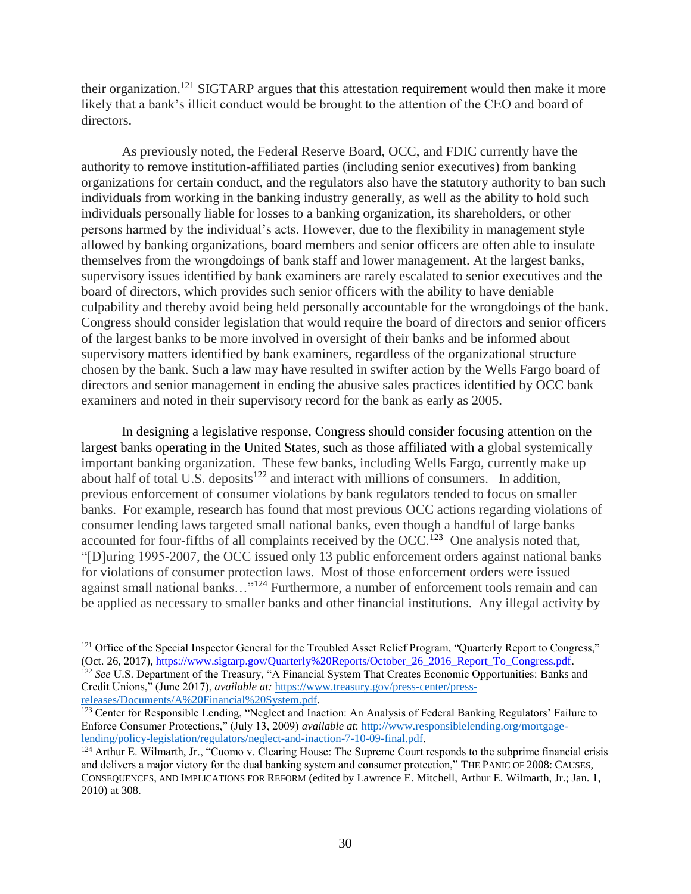their organization.[121] SIGTARP argues that this attestation requirement would then make it more likely that a bank's illicit conduct would be brought to the attention of the CEO and board of directors.

As previously noted, the Federal Reserve Board, OCC, and FDIC currently have the authority to remove institution-affiliated parties (including senior executives) from banking organizations for certain conduct, and the regulators also have the statutory authority to ban such individuals from working in the banking industry generally, as well as the ability to hold such individuals personally liable for losses to a banking organization, its shareholders, or other persons harmed by the individual's acts. However, due to the flexibility in management style allowed by banking organizations, board members and senior officers are often able to insulate themselves from the wrongdoings of bank staff and lower management. At the largest banks, supervisory issues identified by bank examiners are rarely escalated to senior executives and the board of directors, which provides such senior officers with the ability to have deniable culpability and thereby avoid being held personally accountable for the wrongdoings of the bank. Congress should consider legislation that would require the board of directors and senior officers of the largest banks to be more involved in oversight of their banks and be informed about supervisory matters identified by bank examiners, regardless of the organizational structure chosen by the bank. Such a law may have resulted in swifter action by the Wells Fargo board of directors and senior management in ending the abusive sales practices identified by OCC bank examiners and noted in their supervisory record for the bank as early as 2005.

In designing a legislative response, Congress should consider focusing attention on the largest banks operating in the United States, such as those affiliated with a global systemically important banking organization. These few banks, including Wells Fargo, currently make up about half of total U.S. deposits[122] and interact with millions of consumers. In addition, previous enforcement of consumer violations by bank regulators tended to focus on smaller banks. For example, research has found that most previous OCC actions regarding violations of consumer lending laws targeted small national banks, even though a handful of large banks accounted for four-fifths of all complaints received by the OCC.[123] One analysis noted that, "[D]uring 1995-2007, the OCC issued only 13 public enforcement orders against national banks for violations of consumer protection laws. Most of those enforcement orders were issued against small national banks…"[124] Furthermore, a number of enforcement tools remain and can be applied as necessary to smaller banks and other financial institutions. Any illegal activity by

---

[121] Office of the Special Inspector General for the Troubled Asset Relief Program, "Quarterly Report to Congress," (Oct. 26, 2017), https://www.sigtarp.gov/Quarterly%20Reports/October_26_2016_Report_To_Congress.pdf.

[122] *See* U.S. Department of the Treasury, "A Financial System That Creates Economic Opportunities: Banks and Credit Unions," (June 2017), *available at:* https://www.treasury.gov/press-center/press-releases/Documents/A%20Financial%20System.pdf.

[123] Center for Responsible Lending, "Neglect and Inaction: An Analysis of Federal Banking Regulators' Failure to Enforce Consumer Protections," (July 13, 2009) *available at*: http://www.responsiblelending.org/mortgage-lending/policy-legislation/regulators/neglect-and-inaction-7-10-09-final.pdf.

[124] Arthur E. Wilmarth, Jr., "Cuomo v. Clearing House: The Supreme Court responds to the subprime financial crisis and delivers a major victory for the dual banking system and consumer protection," THE PANIC OF 2008: CAUSES, CONSEQUENCES, AND IMPLICATIONS FOR REFORM (edited by Lawrence E. Mitchell, Arthur E. Wilmarth, Jr.; Jan. 1, 2010) at 308.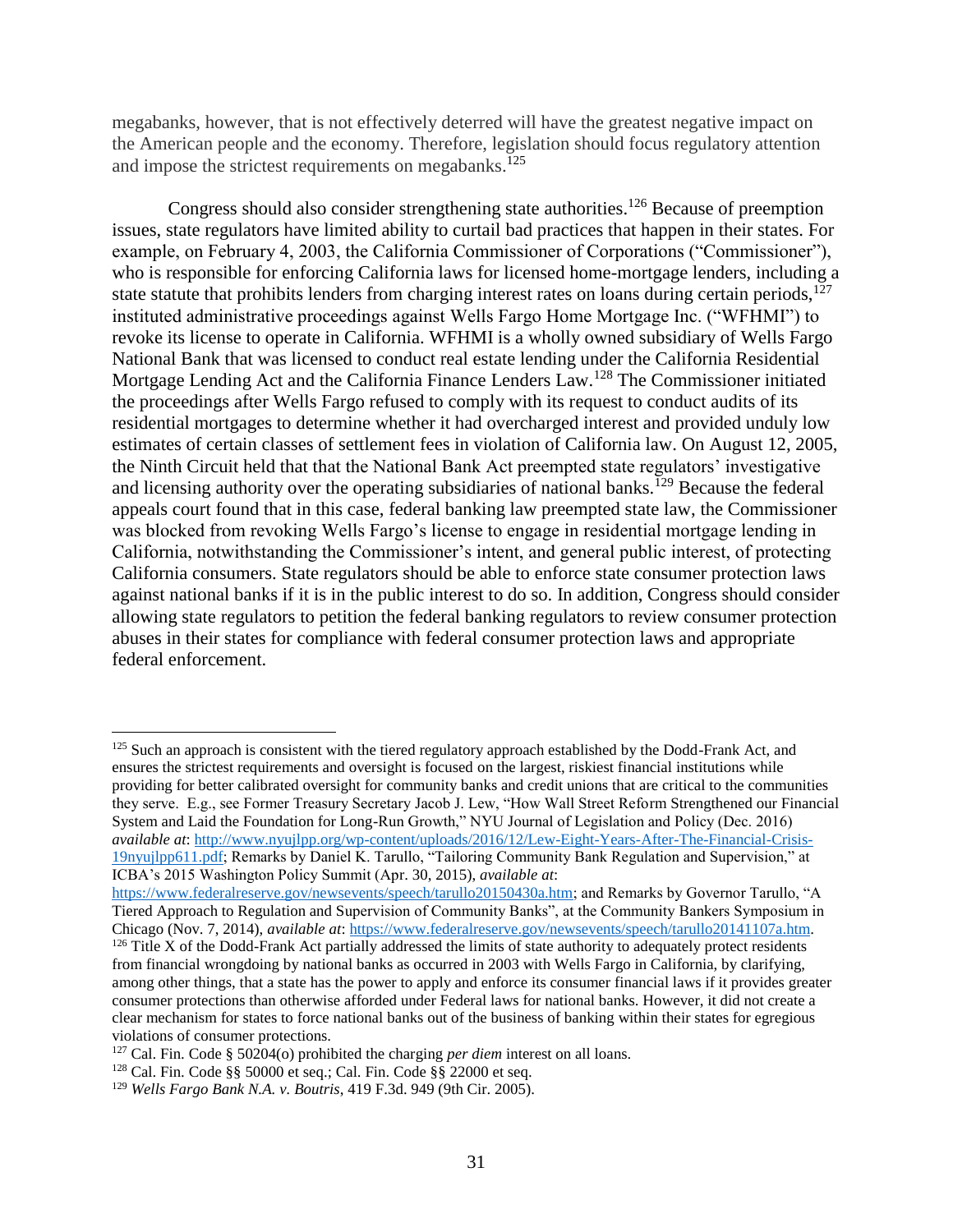megabanks, however, that is not effectively deterred will have the greatest negative impact on the American people and the economy. Therefore, legislation should focus regulatory attention and impose the strictest requirements on megabanks.[125]

Congress should also consider strengthening state authorities.[126] Because of preemption issues, state regulators have limited ability to curtail bad practices that happen in their states. For example, on February 4, 2003, the California Commissioner of Corporations ("Commissioner"), who is responsible for enforcing California laws for licensed home-mortgage lenders, including a state statute that prohibits lenders from charging interest rates on loans during certain periods,[127] instituted administrative proceedings against Wells Fargo Home Mortgage Inc. ("WFHMI") to revoke its license to operate in California. WFHMI is a wholly owned subsidiary of Wells Fargo National Bank that was licensed to conduct real estate lending under the California Residential Mortgage Lending Act and the California Finance Lenders Law.[128] The Commissioner initiated the proceedings after Wells Fargo refused to comply with its request to conduct audits of its residential mortgages to determine whether it had overcharged interest and provided unduly low estimates of certain classes of settlement fees in violation of California law. On August 12, 2005, the Ninth Circuit held that that the National Bank Act preempted state regulators' investigative and licensing authority over the operating subsidiaries of national banks.[129] Because the federal appeals court found that in this case, federal banking law preempted state law, the Commissioner was blocked from revoking Wells Fargo's license to engage in residential mortgage lending in California, notwithstanding the Commissioner's intent, and general public interest, of protecting California consumers. State regulators should be able to enforce state consumer protection laws against national banks if it is in the public interest to do so. In addition, Congress should consider allowing state regulators to petition the federal banking regulators to review consumer protection abuses in their states for compliance with federal consumer protection laws and appropriate federal enforcement.

---

[125] Such an approach is consistent with the tiered regulatory approach established by the Dodd-Frank Act, and ensures the strictest requirements and oversight is focused on the largest, riskiest financial institutions while providing for better calibrated oversight for community banks and credit unions that are critical to the communities they serve. E.g., see Former Treasury Secretary Jacob J. Lew, "How Wall Street Reform Strengthened our Financial System and Laid the Foundation for Long-Run Growth," NYU Journal of Legislation and Policy (Dec. 2016) *available at*: http://www.nyujlpp.org/wp-content/uploads/2016/12/Lew-Eight-Years-After-The-Financial-Crisis-19nyujlpp611.pdf; Remarks by Daniel K. Tarullo, "Tailoring Community Bank Regulation and Supervision," at ICBA's 2015 Washington Policy Summit (Apr. 30, 2015), *available at*: https://www.federalreserve.gov/newsevents/speech/tarullo20150430a.htm; and Remarks by Governor Tarullo, "A Tiered Approach to Regulation and Supervision of Community Banks", at the Community Bankers Symposium in Chicago (Nov. 7, 2014), *available at*: https://www.federalreserve.gov/newsevents/speech/tarullo20141107a.htm.

[126] Title X of the Dodd-Frank Act partially addressed the limits of state authority to adequately protect residents from financial wrongdoing by national banks as occurred in 2003 with Wells Fargo in California, by clarifying, among other things, that a state has the power to apply and enforce its consumer financial laws if it provides greater consumer protections than otherwise afforded under Federal laws for national banks. However, it did not create a clear mechanism for states to force national banks out of the business of banking within their states for egregious violations of consumer protections.

[127] Cal. Fin. Code § 50204(o) prohibited the charging *per diem* interest on all loans.

[128] Cal. Fin. Code §§ 50000 et seq.; Cal. Fin. Code §§ 22000 et seq.

[129] *Wells Fargo Bank N.A. v. Boutris*, 419 F.3d. 949 (9th Cir. 2005).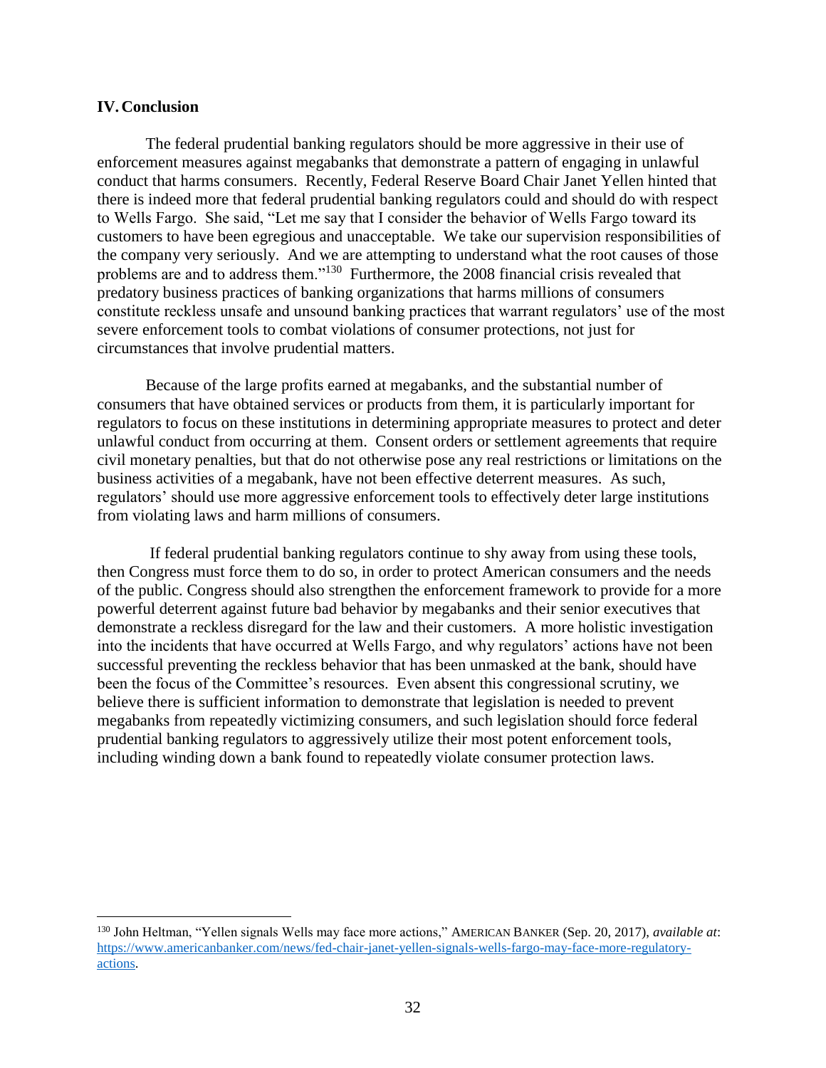## IV. Conclusion

The federal prudential banking regulators should be more aggressive in their use of enforcement measures against megabanks that demonstrate a pattern of engaging in unlawful conduct that harms consumers. Recently, Federal Reserve Board Chair Janet Yellen hinted that there is indeed more that federal prudential banking regulators could and should do with respect to Wells Fargo. She said, "Let me say that I consider the behavior of Wells Fargo toward its customers to have been egregious and unacceptable. We take our supervision responsibilities of the company very seriously. And we are attempting to understand what the root causes of those problems are and to address them."[130] Furthermore, the 2008 financial crisis revealed that predatory business practices of banking organizations that harms millions of consumers constitute reckless unsafe and unsound banking practices that warrant regulators' use of the most severe enforcement tools to combat violations of consumer protections, not just for circumstances that involve prudential matters.

Because of the large profits earned at megabanks, and the substantial number of consumers that have obtained services or products from them, it is particularly important for regulators to focus on these institutions in determining appropriate measures to protect and deter unlawful conduct from occurring at them. Consent orders or settlement agreements that require civil monetary penalties, but that do not otherwise pose any real restrictions or limitations on the business activities of a megabank, have not been effective deterrent measures. As such, regulators' should use more aggressive enforcement tools to effectively deter large institutions from violating laws and harm millions of consumers.

If federal prudential banking regulators continue to shy away from using these tools, then Congress must force them to do so, in order to protect American consumers and the needs of the public. Congress should also strengthen the enforcement framework to provide for a more powerful deterrent against future bad behavior by megabanks and their senior executives that demonstrate a reckless disregard for the law and their customers. A more holistic investigation into the incidents that have occurred at Wells Fargo, and why regulators' actions have not been successful preventing the reckless behavior that has been unmasked at the bank, should have been the focus of the Committee's resources. Even absent this congressional scrutiny, we believe there is sufficient information to demonstrate that legislation is needed to prevent megabanks from repeatedly victimizing consumers, and such legislation should force federal prudential banking regulators to aggressively utilize their most potent enforcement tools, including winding down a bank found to repeatedly violate consumer protection laws.

---

[130] John Heltman, "Yellen signals Wells may face more actions," AMERICAN BANKER (Sep. 20, 2017), *available at*: https://www.americanbanker.com/news/fed-chair-janet-yellen-signals-wells-fargo-may-face-more-regulatory-actions.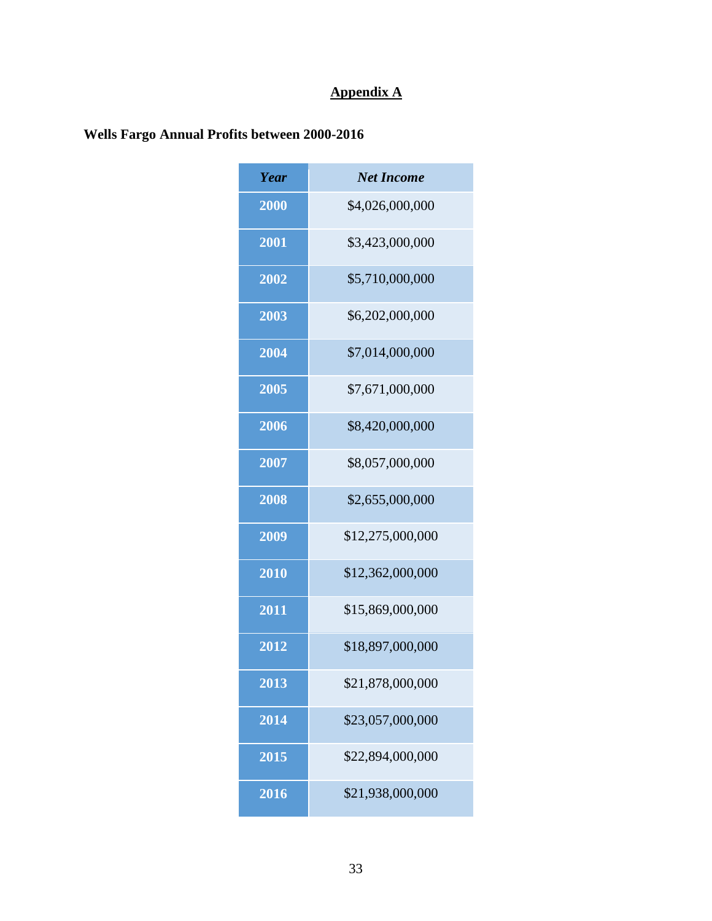# Appendix A

**Wells Fargo Annual Profits between 2000-2016**

| *Year* | *Net Income* |
|---|---|
| 2000 | $4,026,000,000 |
| 2001 | $3,423,000,000 |
| 2002 | $5,710,000,000 |
| 2003 | $6,202,000,000 |
| 2004 | $7,014,000,000 |
| 2005 | $7,671,000,000 |
| 2006 | $8,420,000,000 |
| 2007 | $8,057,000,000 |
| 2008 | $2,655,000,000 |
| 2009 | $12,275,000,000 |
| 2010 | $12,362,000,000 |
| 2011 | $15,869,000,000 |
| 2012 | $18,897,000,000 |
| 2013 | $21,878,000,000 |
| 2014 | $23,057,000,000 |
| 2015 | $22,894,000,000 |
| 2016 | $21,938,000,000 |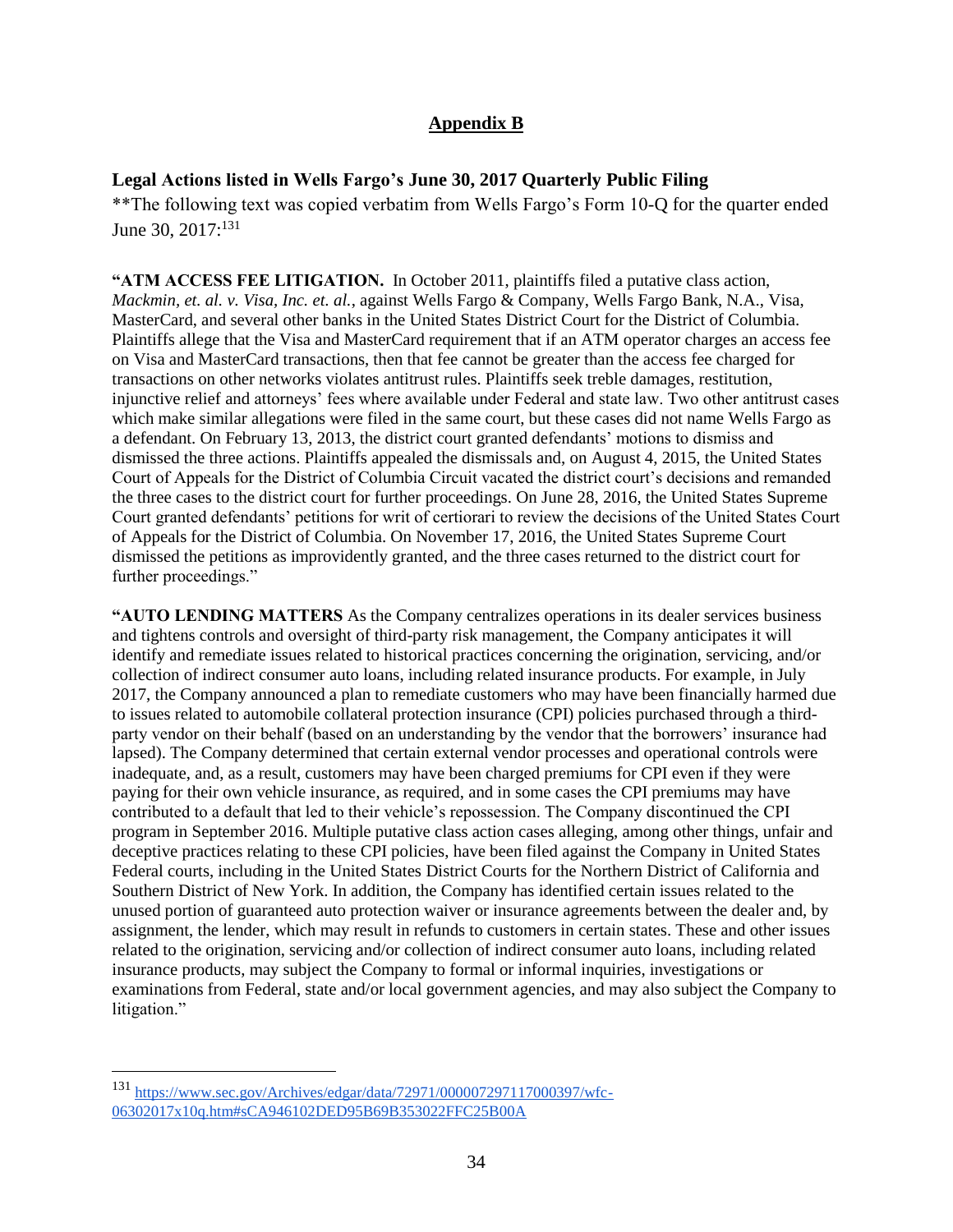## Appendix B

### Legal Actions listed in Wells Fargo's June 30, 2017 Quarterly Public Filing

**The following text was copied verbatim from Wells Fargo's Form 10-Q for the quarter ended June 30, 2017:[131]

"**ATM ACCESS FEE LITIGATION.** In October 2011, plaintiffs filed a putative class action, *Mackmin, et. al. v. Visa, Inc. et. al.*, against Wells Fargo & Company, Wells Fargo Bank, N.A., Visa, MasterCard, and several other banks in the United States District Court for the District of Columbia. Plaintiffs allege that the Visa and MasterCard requirement that if an ATM operator charges an access fee on Visa and MasterCard transactions, then that fee cannot be greater than the access fee charged for transactions on other networks violates antitrust rules. Plaintiffs seek treble damages, restitution, injunctive relief and attorneys' fees where available under Federal and state law. Two other antitrust cases which make similar allegations were filed in the same court, but these cases did not name Wells Fargo as a defendant. On February 13, 2013, the district court granted defendants' motions to dismiss and dismissed the three actions. Plaintiffs appealed the dismissals and, on August 4, 2015, the United States Court of Appeals for the District of Columbia Circuit vacated the district court's decisions and remanded the three cases to the district court for further proceedings. On June 28, 2016, the United States Supreme Court granted defendants' petitions for writ of certiorari to review the decisions of the United States Court of Appeals for the District of Columbia. On November 17, 2016, the United States Supreme Court dismissed the petitions as improvidently granted, and the three cases returned to the district court for further proceedings."

"**AUTO LENDING MATTERS** As the Company centralizes operations in its dealer services business and tightens controls and oversight of third-party risk management, the Company anticipates it will identify and remediate issues related to historical practices concerning the origination, servicing, and/or collection of indirect consumer auto loans, including related insurance products. For example, in July 2017, the Company announced a plan to remediate customers who may have been financially harmed due to issues related to automobile collateral protection insurance (CPI) policies purchased through a third-party vendor on their behalf (based on an understanding by the vendor that the borrowers' insurance had lapsed). The Company determined that certain external vendor processes and operational controls were inadequate, and, as a result, customers may have been charged premiums for CPI even if they were paying for their own vehicle insurance, as required, and in some cases the CPI premiums may have contributed to a default that led to their vehicle's repossession. The Company discontinued the CPI program in September 2016. Multiple putative class action cases alleging, among other things, unfair and deceptive practices relating to these CPI policies, have been filed against the Company in United States Federal courts, including in the United States District Courts for the Northern District of California and Southern District of New York. In addition, the Company has identified certain issues related to the unused portion of guaranteed auto protection waiver or insurance agreements between the dealer and, by assignment, the lender, which may result in refunds to customers in certain states. These and other issues related to the origination, servicing and/or collection of indirect consumer auto loans, including related insurance products, may subject the Company to formal or informal inquiries, investigations or examinations from Federal, state and/or local government agencies, and may also subject the Company to litigation."

---

[131] https://www.sec.gov/Archives/edgar/data/72971/000007297117000397/wfc-06302017x10q.htm#sCA946102DED95B69B353022FFC25B00A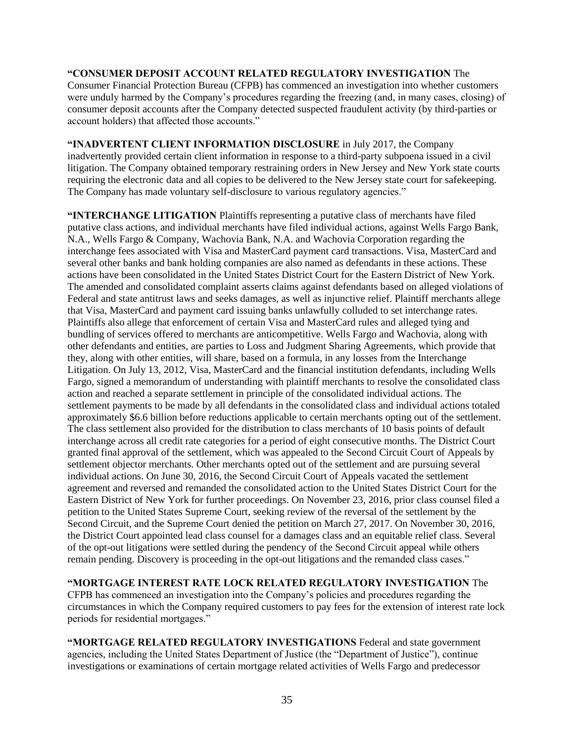**"CONSUMER DEPOSIT ACCOUNT RELATED REGULATORY INVESTIGATION** The Consumer Financial Protection Bureau (CFPB) has commenced an investigation into whether customers were unduly harmed by the Company's procedures regarding the freezing (and, in many cases, closing) of consumer deposit accounts after the Company detected suspected fraudulent activity (by third-parties or account holders) that affected those accounts."

**"INADVERTENT CLIENT INFORMATION DISCLOSURE** in July 2017, the Company inadvertently provided certain client information in response to a third-party subpoena issued in a civil litigation. The Company obtained temporary restraining orders in New Jersey and New York state courts requiring the electronic data and all copies to be delivered to the New Jersey state court for safekeeping. The Company has made voluntary self-disclosure to various regulatory agencies."

**"INTERCHANGE LITIGATION** Plaintiffs representing a putative class of merchants have filed putative class actions, and individual merchants have filed individual actions, against Wells Fargo Bank, N.A., Wells Fargo & Company, Wachovia Bank, N.A. and Wachovia Corporation regarding the interchange fees associated with Visa and MasterCard payment card transactions. Visa, MasterCard and several other banks and bank holding companies are also named as defendants in these actions. These actions have been consolidated in the United States District Court for the Eastern District of New York. The amended and consolidated complaint asserts claims against defendants based on alleged violations of Federal and state antitrust laws and seeks damages, as well as injunctive relief. Plaintiff merchants allege that Visa, MasterCard and payment card issuing banks unlawfully colluded to set interchange rates. Plaintiffs also allege that enforcement of certain Visa and MasterCard rules and alleged tying and bundling of services offered to merchants are anticompetitive. Wells Fargo and Wachovia, along with other defendants and entities, are parties to Loss and Judgment Sharing Agreements, which provide that they, along with other entities, will share, based on a formula, in any losses from the Interchange Litigation. On July 13, 2012, Visa, MasterCard and the financial institution defendants, including Wells Fargo, signed a memorandum of understanding with plaintiff merchants to resolve the consolidated class action and reached a separate settlement in principle of the consolidated individual actions. The settlement payments to be made by all defendants in the consolidated class and individual actions totaled approximately $6.6 billion before reductions applicable to certain merchants opting out of the settlement. The class settlement also provided for the distribution to class merchants of 10 basis points of default interchange across all credit rate categories for a period of eight consecutive months. The District Court granted final approval of the settlement, which was appealed to the Second Circuit Court of Appeals by settlement objector merchants. Other merchants opted out of the settlement and are pursuing several individual actions. On June 30, 2016, the Second Circuit Court of Appeals vacated the settlement agreement and reversed and remanded the consolidated action to the United States District Court for the Eastern District of New York for further proceedings. On November 23, 2016, prior class counsel filed a petition to the United States Supreme Court, seeking review of the reversal of the settlement by the Second Circuit, and the Supreme Court denied the petition on March 27, 2017. On November 30, 2016, the District Court appointed lead class counsel for a damages class and an equitable relief class. Several of the opt-out litigations were settled during the pendency of the Second Circuit appeal while others remain pending. Discovery is proceeding in the opt-out litigations and the remanded class cases."

**"MORTGAGE INTEREST RATE LOCK RELATED REGULATORY INVESTIGATION** The CFPB has commenced an investigation into the Company's policies and procedures regarding the circumstances in which the Company required customers to pay fees for the extension of interest rate lock periods for residential mortgages."

**"MORTGAGE RELATED REGULATORY INVESTIGATIONS** Federal and state government agencies, including the United States Department of Justice (the "Department of Justice"), continue investigations or examinations of certain mortgage related activities of Wells Fargo and predecessor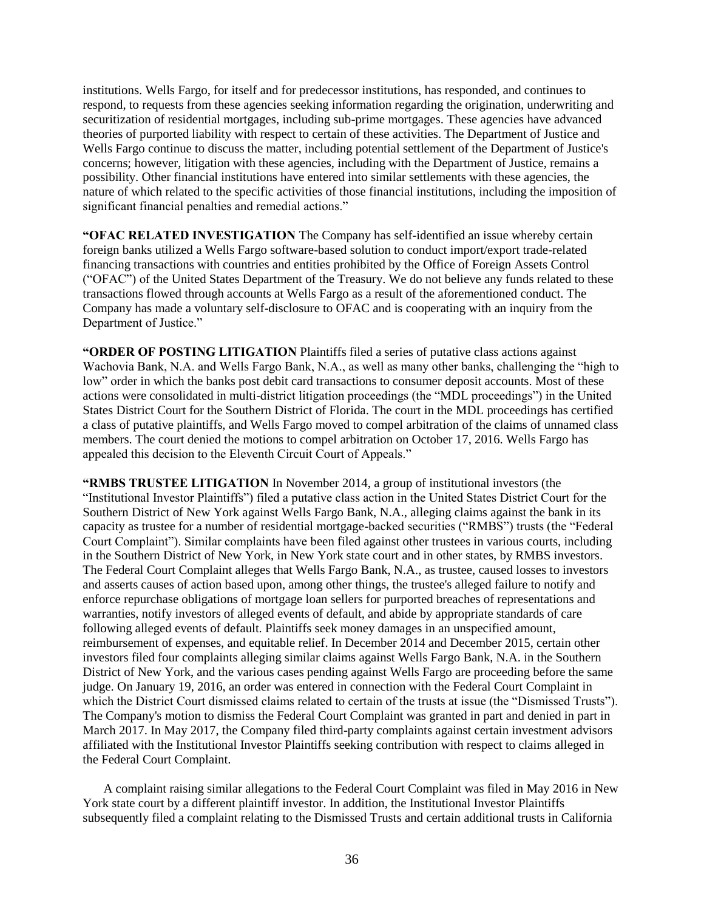institutions. Wells Fargo, for itself and for predecessor institutions, has responded, and continues to respond, to requests from these agencies seeking information regarding the origination, underwriting and securitization of residential mortgages, including sub-prime mortgages. These agencies have advanced theories of purported liability with respect to certain of these activities. The Department of Justice and Wells Fargo continue to discuss the matter, including potential settlement of the Department of Justice's concerns; however, litigation with these agencies, including with the Department of Justice, remains a possibility. Other financial institutions have entered into similar settlements with these agencies, the nature of which related to the specific activities of those financial institutions, including the imposition of significant financial penalties and remedial actions."

**"OFAC RELATED INVESTIGATION** The Company has self-identified an issue whereby certain foreign banks utilized a Wells Fargo software-based solution to conduct import/export trade-related financing transactions with countries and entities prohibited by the Office of Foreign Assets Control ("OFAC") of the United States Department of the Treasury. We do not believe any funds related to these transactions flowed through accounts at Wells Fargo as a result of the aforementioned conduct. The Company has made a voluntary self-disclosure to OFAC and is cooperating with an inquiry from the Department of Justice."

**"ORDER OF POSTING LITIGATION** Plaintiffs filed a series of putative class actions against Wachovia Bank, N.A. and Wells Fargo Bank, N.A., as well as many other banks, challenging the "high to low" order in which the banks post debit card transactions to consumer deposit accounts. Most of these actions were consolidated in multi-district litigation proceedings (the "MDL proceedings") in the United States District Court for the Southern District of Florida. The court in the MDL proceedings has certified a class of putative plaintiffs, and Wells Fargo moved to compel arbitration of the claims of unnamed class members. The court denied the motions to compel arbitration on October 17, 2016. Wells Fargo has appealed this decision to the Eleventh Circuit Court of Appeals."

**"RMBS TRUSTEE LITIGATION** In November 2014, a group of institutional investors (the "Institutional Investor Plaintiffs") filed a putative class action in the United States District Court for the Southern District of New York against Wells Fargo Bank, N.A., alleging claims against the bank in its capacity as trustee for a number of residential mortgage-backed securities ("RMBS") trusts (the "Federal Court Complaint"). Similar complaints have been filed against other trustees in various courts, including in the Southern District of New York, in New York state court and in other states, by RMBS investors. The Federal Court Complaint alleges that Wells Fargo Bank, N.A., as trustee, caused losses to investors and asserts causes of action based upon, among other things, the trustee's alleged failure to notify and enforce repurchase obligations of mortgage loan sellers for purported breaches of representations and warranties, notify investors of alleged events of default, and abide by appropriate standards of care following alleged events of default. Plaintiffs seek money damages in an unspecified amount, reimbursement of expenses, and equitable relief. In December 2014 and December 2015, certain other investors filed four complaints alleging similar claims against Wells Fargo Bank, N.A. in the Southern District of New York, and the various cases pending against Wells Fargo are proceeding before the same judge. On January 19, 2016, an order was entered in connection with the Federal Court Complaint in which the District Court dismissed claims related to certain of the trusts at issue (the "Dismissed Trusts"). The Company's motion to dismiss the Federal Court Complaint was granted in part and denied in part in March 2017. In May 2017, the Company filed third-party complaints against certain investment advisors affiliated with the Institutional Investor Plaintiffs seeking contribution with respect to claims alleged in the Federal Court Complaint.

A complaint raising similar allegations to the Federal Court Complaint was filed in May 2016 in New York state court by a different plaintiff investor. In addition, the Institutional Investor Plaintiffs subsequently filed a complaint relating to the Dismissed Trusts and certain additional trusts in California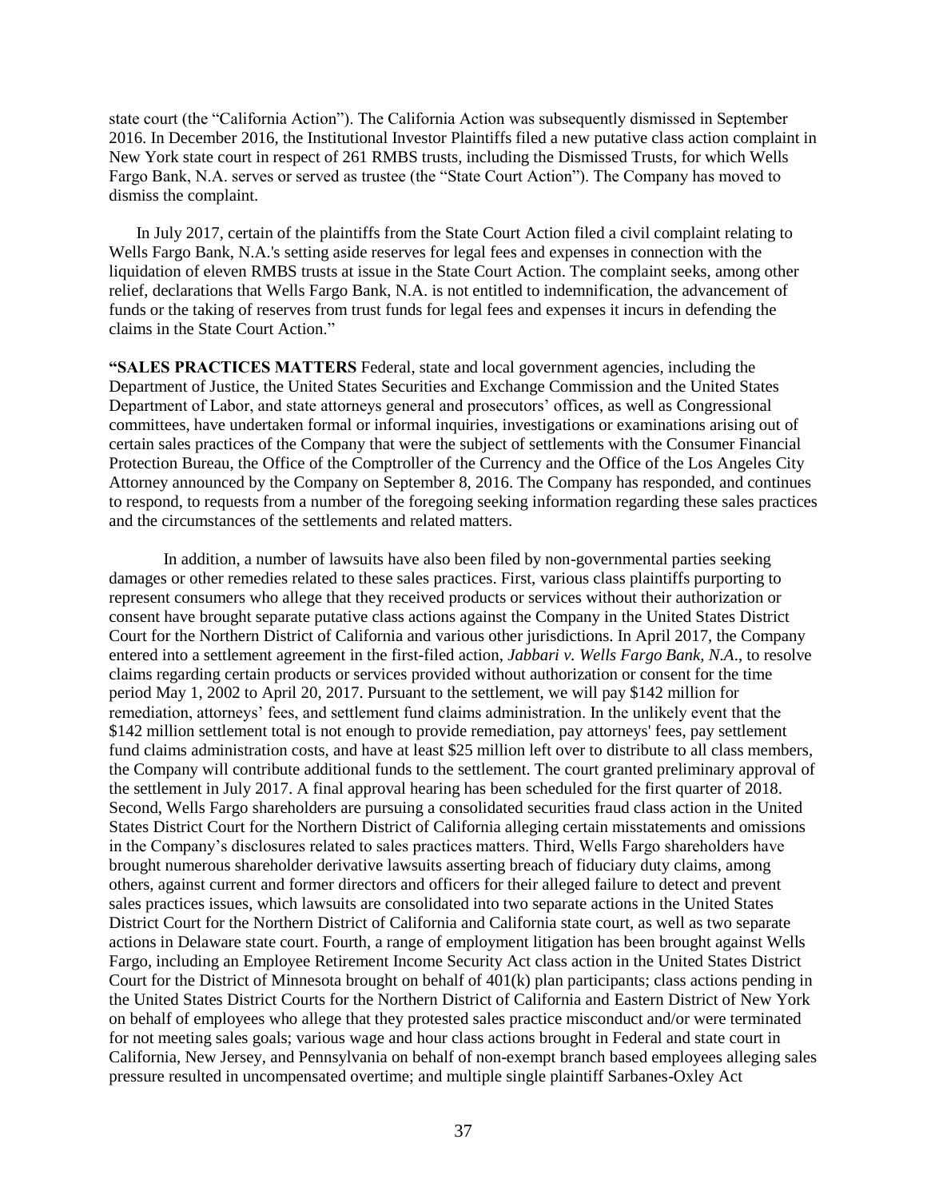state court (the "California Action"). The California Action was subsequently dismissed in September 2016. In December 2016, the Institutional Investor Plaintiffs filed a new putative class action complaint in New York state court in respect of 261 RMBS trusts, including the Dismissed Trusts, for which Wells Fargo Bank, N.A. serves or served as trustee (the "State Court Action"). The Company has moved to dismiss the complaint.

In July 2017, certain of the plaintiffs from the State Court Action filed a civil complaint relating to Wells Fargo Bank, N.A.'s setting aside reserves for legal fees and expenses in connection with the liquidation of eleven RMBS trusts at issue in the State Court Action. The complaint seeks, among other relief, declarations that Wells Fargo Bank, N.A. is not entitled to indemnification, the advancement of funds or the taking of reserves from trust funds for legal fees and expenses it incurs in defending the claims in the State Court Action."

**"SALES PRACTICES MATTERS** Federal, state and local government agencies, including the Department of Justice, the United States Securities and Exchange Commission and the United States Department of Labor, and state attorneys general and prosecutors' offices, as well as Congressional committees, have undertaken formal or informal inquiries, investigations or examinations arising out of certain sales practices of the Company that were the subject of settlements with the Consumer Financial Protection Bureau, the Office of the Comptroller of the Currency and the Office of the Los Angeles City Attorney announced by the Company on September 8, 2016. The Company has responded, and continues to respond, to requests from a number of the foregoing seeking information regarding these sales practices and the circumstances of the settlements and related matters.

In addition, a number of lawsuits have also been filed by non-governmental parties seeking damages or other remedies related to these sales practices. First, various class plaintiffs purporting to represent consumers who allege that they received products or services without their authorization or consent have brought separate putative class actions against the Company in the United States District Court for the Northern District of California and various other jurisdictions. In April 2017, the Company entered into a settlement agreement in the first-filed action, *Jabbari v. Wells Fargo Bank, N.A.*, to resolve claims regarding certain products or services provided without authorization or consent for the time period May 1, 2002 to April 20, 2017. Pursuant to the settlement, we will pay $142 million for remediation, attorneys' fees, and settlement fund claims administration. In the unlikely event that the $142 million settlement total is not enough to provide remediation, pay attorneys' fees, pay settlement fund claims administration costs, and have at least $25 million left over to distribute to all class members, the Company will contribute additional funds to the settlement. The court granted preliminary approval of the settlement in July 2017. A final approval hearing has been scheduled for the first quarter of 2018. Second, Wells Fargo shareholders are pursuing a consolidated securities fraud class action in the United States District Court for the Northern District of California alleging certain misstatements and omissions in the Company's disclosures related to sales practices matters. Third, Wells Fargo shareholders have brought numerous shareholder derivative lawsuits asserting breach of fiduciary duty claims, among others, against current and former directors and officers for their alleged failure to detect and prevent sales practices issues, which lawsuits are consolidated into two separate actions in the United States District Court for the Northern District of California and California state court, as well as two separate actions in Delaware state court. Fourth, a range of employment litigation has been brought against Wells Fargo, including an Employee Retirement Income Security Act class action in the United States District Court for the District of Minnesota brought on behalf of 401(k) plan participants; class actions pending in the United States District Courts for the Northern District of California and Eastern District of New York on behalf of employees who allege that they protested sales practice misconduct and/or were terminated for not meeting sales goals; various wage and hour class actions brought in Federal and state court in California, New Jersey, and Pennsylvania on behalf of non-exempt branch based employees alleging sales pressure resulted in uncompensated overtime; and multiple single plaintiff Sarbanes-Oxley Act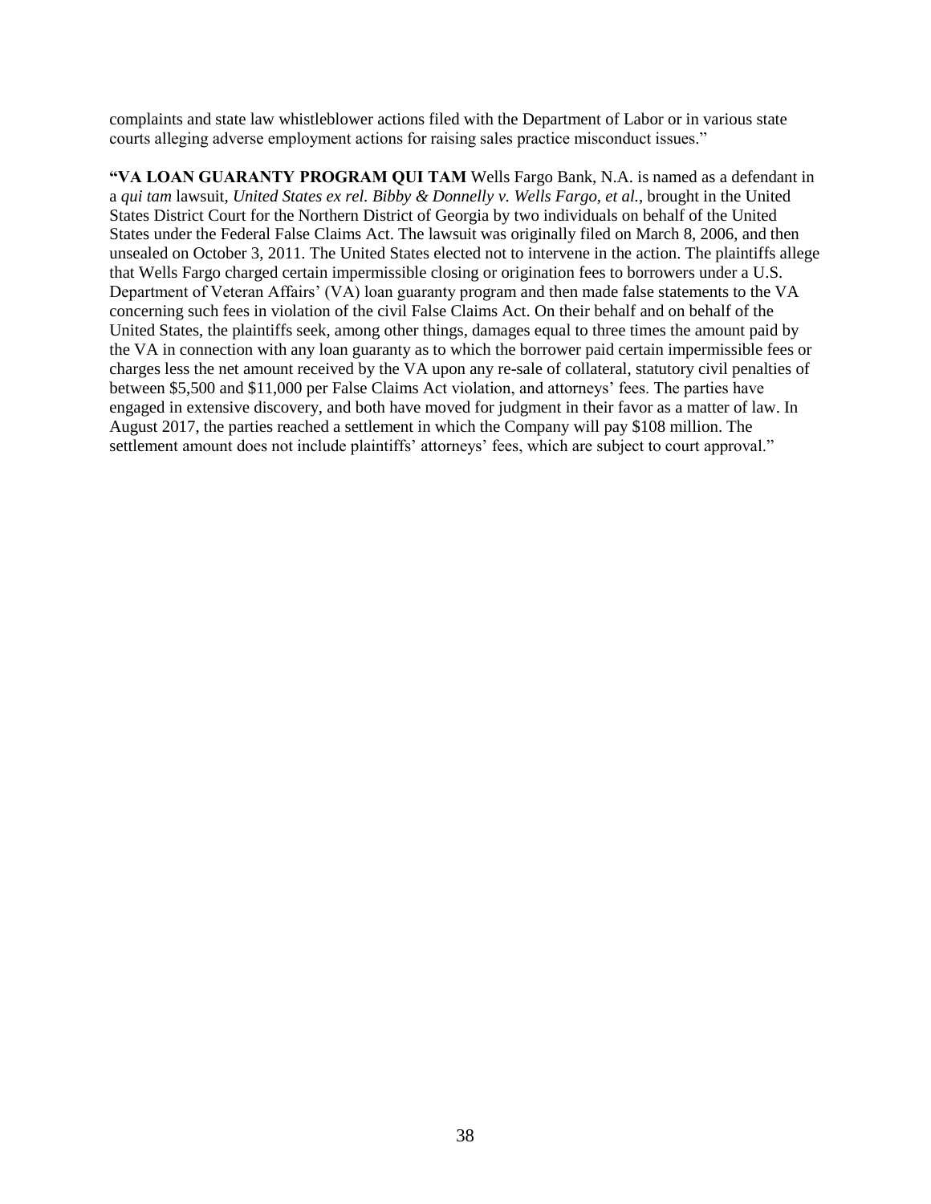complaints and state law whistleblower actions filed with the Department of Labor or in various state courts alleging adverse employment actions for raising sales practice misconduct issues."

**"VA LOAN GUARANTY PROGRAM QUI TAM** Wells Fargo Bank, N.A. is named as a defendant in a *qui tam* lawsuit, *United States ex rel. Bibby & Donnelly v. Wells Fargo, et al.*, brought in the United States District Court for the Northern District of Georgia by two individuals on behalf of the United States under the Federal False Claims Act. The lawsuit was originally filed on March 8, 2006, and then unsealed on October 3, 2011. The United States elected not to intervene in the action. The plaintiffs allege that Wells Fargo charged certain impermissible closing or origination fees to borrowers under a U.S. Department of Veteran Affairs' (VA) loan guaranty program and then made false statements to the VA concerning such fees in violation of the civil False Claims Act. On their behalf and on behalf of the United States, the plaintiffs seek, among other things, damages equal to three times the amount paid by the VA in connection with any loan guaranty as to which the borrower paid certain impermissible fees or charges less the net amount received by the VA upon any re-sale of collateral, statutory civil penalties of between $5,500 and $11,000 per False Claims Act violation, and attorneys' fees. The parties have engaged in extensive discovery, and both have moved for judgment in their favor as a matter of law. In August 2017, the parties reached a settlement in which the Company will pay $108 million. The settlement amount does not include plaintiffs' attorneys' fees, which are subject to court approval."